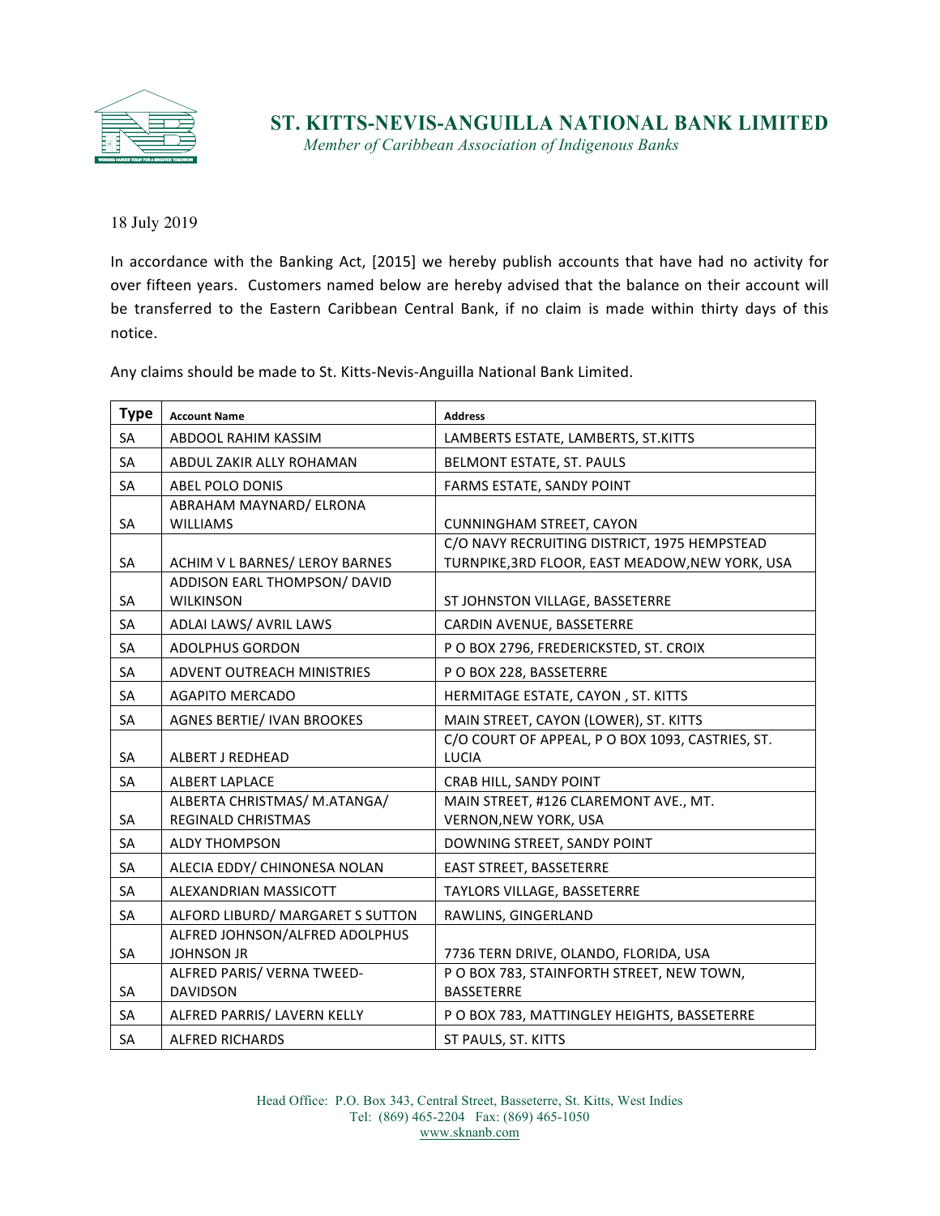# ST. KITTS-NEVIS-ANGUILLA NATIONAL BANK LIMITED

*Member of Caribbean Association of Indigenous Banks*

18 July 2019

In accordance with the Banking Act, [2015] we hereby publish accounts that have had no activity for over fifteen years. Customers named below are hereby advised that the balance on their account will be transferred to the Eastern Caribbean Central Bank, if no claim is made within thirty days of this notice.

Any claims should be made to St. Kitts-Nevis-Anguilla National Bank Limited.

| Type | Account Name | Address |
|---|---|---|
| SA | ABDOOL RAHIM KASSIM | LAMBERTS ESTATE, LAMBERTS, ST.KITTS |
| SA | ABDUL ZAKIR ALLY ROHAMAN | BELMONT ESTATE, ST. PAULS |
| SA | ABEL POLO DONIS | FARMS ESTATE, SANDY POINT |
| SA | ABRAHAM MAYNARD/ ELRONA WILLIAMS | CUNNINGHAM STREET, CAYON |
| SA | ACHIM V L BARNES/ LEROY BARNES | C/O NAVY RECRUITING DISTRICT, 1975 HEMPSTEAD TURNPIKE,3RD FLOOR, EAST MEADOW,NEW YORK, USA |
| SA | ADDISON EARL THOMPSON/ DAVID WILKINSON | ST JOHNSTON VILLAGE, BASSETERRE |
| SA | ADLAI LAWS/ AVRIL LAWS | CARDIN AVENUE, BASSETERRE |
| SA | ADOLPHUS GORDON | P O BOX 2796, FREDERICKSTED, ST. CROIX |
| SA | ADVENT OUTREACH MINISTRIES | P O BOX 228, BASSETERRE |
| SA | AGAPITO MERCADO | HERMITAGE ESTATE, CAYON , ST. KITTS |
| SA | AGNES BERTIE/ IVAN BROOKES | MAIN STREET, CAYON (LOWER), ST. KITTS |
| SA | ALBERT J REDHEAD | C/O COURT OF APPEAL, P O BOX 1093, CASTRIES, ST. LUCIA |
| SA | ALBERT LAPLACE | CRAB HILL, SANDY POINT |
| SA | ALBERTA CHRISTMAS/ M.ATANGA/ REGINALD CHRISTMAS | MAIN STREET, #126 CLAREMONT AVE., MT. VERNON,NEW YORK, USA |
| SA | ALDY THOMPSON | DOWNING STREET, SANDY POINT |
| SA | ALECIA EDDY/ CHINONESA NOLAN | EAST STREET, BASSETERRE |
| SA | ALEXANDRIAN MASSICOTT | TAYLORS VILLAGE, BASSETERRE |
| SA | ALFORD LIBURD/ MARGARET S SUTTON | RAWLINS, GINGERLAND |
| SA | ALFRED JOHNSON/ALFRED ADOLPHUS JOHNSON JR | 7736 TERN DRIVE, OLANDO, FLORIDA, USA |
| SA | ALFRED PARIS/ VERNA TWEED-DAVIDSON | P O BOX 783, STAINFORTH STREET, NEW TOWN, BASSETERRE |
| SA | ALFRED PARRIS/ LAVERN KELLY | P O BOX 783, MATTINGLEY HEIGHTS, BASSETERRE |
| SA | ALFRED RICHARDS | ST PAULS, ST. KITTS |

Head Office: P.O. Box 343, Central Street, Basseterre, St. Kitts, West Indies
Tel: (869) 465-2204 Fax: (869) 465-1050
www.sknanb.com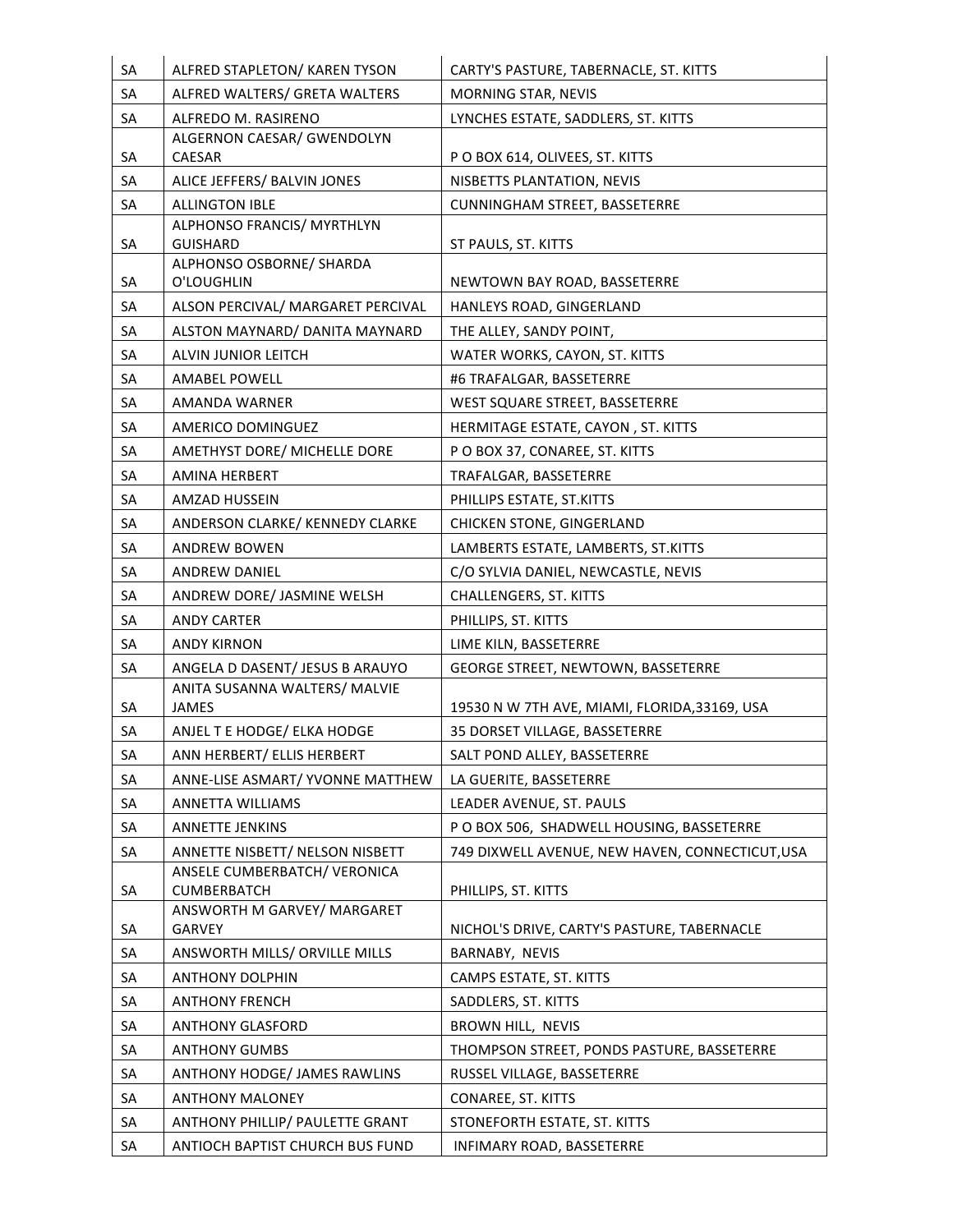| SA | ALFRED STAPLETON/ KAREN TYSON | CARTY'S PASTURE, TABERNACLE, ST. KITTS |
|---|---|---|
| SA | ALFRED WALTERS/ GRETA WALTERS | MORNING STAR, NEVIS |
| SA | ALFREDO M. RASIRENO | LYNCHES ESTATE, SADDLERS, ST. KITTS |
| SA | ALGERNON CAESAR/ GWENDOLYN CAESAR | P O BOX 614, OLIVEES, ST. KITTS |
| SA | ALICE JEFFERS/ BALVIN JONES | NISBETTS PLANTATION, NEVIS |
| SA | ALLINGTON IBLE | CUNNINGHAM STREET, BASSETERRE |
| SA | ALPHONSO FRANCIS/ MYRTHLYN GUISHARD | ST PAULS, ST. KITTS |
| SA | ALPHONSO OSBORNE/ SHARDA O'LOUGHLIN | NEWTOWN BAY ROAD, BASSETERRE |
| SA | ALSON PERCIVAL/ MARGARET PERCIVAL | HANLEYS ROAD, GINGERLAND |
| SA | ALSTON MAYNARD/ DANITA MAYNARD | THE ALLEY, SANDY POINT, |
| SA | ALVIN JUNIOR LEITCH | WATER WORKS, CAYON, ST. KITTS |
| SA | AMABEL POWELL | #6 TRAFALGAR, BASSETERRE |
| SA | AMANDA WARNER | WEST SQUARE STREET, BASSETERRE |
| SA | AMERICO DOMINGUEZ | HERMITAGE ESTATE, CAYON , ST. KITTS |
| SA | AMETHYST DORE/ MICHELLE DORE | P O BOX 37, CONAREE, ST. KITTS |
| SA | AMINA HERBERT | TRAFALGAR, BASSETERRE |
| SA | AMZAD HUSSEIN | PHILLIPS ESTATE, ST.KITTS |
| SA | ANDERSON CLARKE/ KENNEDY CLARKE | CHICKEN STONE, GINGERLAND |
| SA | ANDREW BOWEN | LAMBERTS ESTATE, LAMBERTS, ST.KITTS |
| SA | ANDREW DANIEL | C/O SYLVIA DANIEL, NEWCASTLE, NEVIS |
| SA | ANDREW DORE/ JASMINE WELSH | CHALLENGERS, ST. KITTS |
| SA | ANDY CARTER | PHILLIPS, ST. KITTS |
| SA | ANDY KIRNON | LIME KILN, BASSETERRE |
| SA | ANGELA D DASENT/ JESUS B ARAUYO | GEORGE STREET, NEWTOWN, BASSETERRE |
| SA | ANITA SUSANNA WALTERS/ MALVIE JAMES | 19530 N W 7TH AVE, MIAMI, FLORIDA,33169, USA |
| SA | ANJEL T E HODGE/ ELKA HODGE | 35 DORSET VILLAGE, BASSETERRE |
| SA | ANN HERBERT/ ELLIS HERBERT | SALT POND ALLEY, BASSETERRE |
| SA | ANNE-LISE ASMART/ YVONNE MATTHEW | LA GUERITE, BASSETERRE |
| SA | ANNETTA WILLIAMS | LEADER AVENUE, ST. PAULS |
| SA | ANNETTE JENKINS | P O BOX 506, SHADWELL HOUSING, BASSETERRE |
| SA | ANNETTE NISBETT/ NELSON NISBETT | 749 DIXWELL AVENUE, NEW HAVEN, CONNECTICUT,USA |
| SA | ANSELE CUMBERBATCH/ VERONICA CUMBERBATCH | PHILLIPS, ST. KITTS |
| SA | ANSWORTH M GARVEY/ MARGARET GARVEY | NICHOL'S DRIVE, CARTY'S PASTURE, TABERNACLE |
| SA | ANSWORTH MILLS/ ORVILLE MILLS | BARNABY, NEVIS |
| SA | ANTHONY DOLPHIN | CAMPS ESTATE, ST. KITTS |
| SA | ANTHONY FRENCH | SADDLERS, ST. KITTS |
| SA | ANTHONY GLASFORD | BROWN HILL, NEVIS |
| SA | ANTHONY GUMBS | THOMPSON STREET, PONDS PASTURE, BASSETERRE |
| SA | ANTHONY HODGE/ JAMES RAWLINS | RUSSEL VILLAGE, BASSETERRE |
| SA | ANTHONY MALONEY | CONAREE, ST. KITTS |
| SA | ANTHONY PHILLIP/ PAULETTE GRANT | STONEFORTH ESTATE, ST. KITTS |
| SA | ANTIOCH BAPTIST CHURCH BUS FUND | INFIMARY ROAD, BASSETERRE |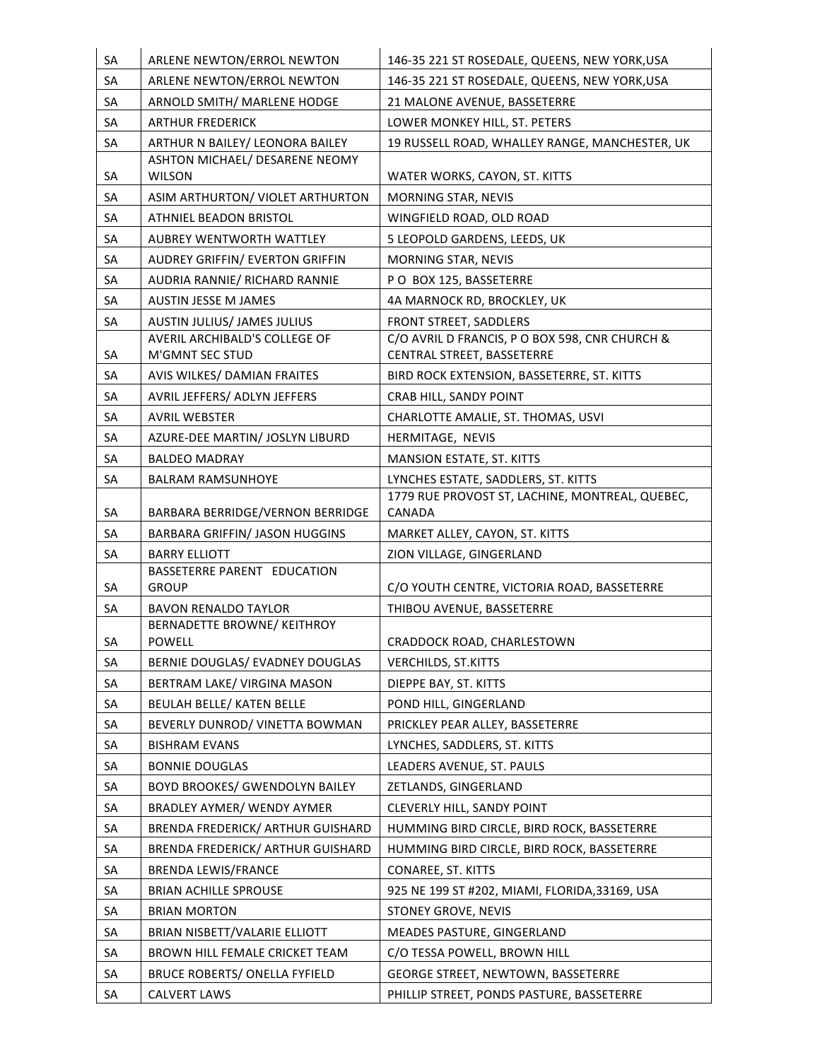| SA | ARLENE NEWTON/ERROL NEWTON | 146-35 221 ST ROSEDALE, QUEENS, NEW YORK,USA |
|---|---|---|
| SA | ARLENE NEWTON/ERROL NEWTON | 146-35 221 ST ROSEDALE, QUEENS, NEW YORK,USA |
| SA | ARNOLD SMITH/ MARLENE HODGE | 21 MALONE AVENUE, BASSETERRE |
| SA | ARTHUR FREDERICK | LOWER MONKEY HILL, ST. PETERS |
| SA | ARTHUR N BAILEY/ LEONORA BAILEY | 19 RUSSELL ROAD, WHALLEY RANGE, MANCHESTER, UK |
| SA | ASHTON MICHAEL/ DESARENE NEOMY WILSON | WATER WORKS, CAYON, ST. KITTS |
| SA | ASIM ARTHURTON/ VIOLET ARTHURTON | MORNING STAR, NEVIS |
| SA | ATHNIEL BEADON BRISTOL | WINGFIELD ROAD, OLD ROAD |
| SA | AUBREY WENTWORTH WATTLEY | 5 LEOPOLD GARDENS, LEEDS, UK |
| SA | AUDREY GRIFFIN/ EVERTON GRIFFIN | MORNING STAR, NEVIS |
| SA | AUDRIA RANNIE/ RICHARD RANNIE | P O BOX 125, BASSETERRE |
| SA | AUSTIN JESSE M JAMES | 4A MARNOCK RD, BROCKLEY, UK |
| SA | AUSTIN JULIUS/ JAMES JULIUS | FRONT STREET, SADDLERS |
| SA | AVERIL ARCHIBALD'S COLLEGE OF M'GMNT SEC STUD | C/O AVRIL D FRANCIS, P O BOX 598, CNR CHURCH & CENTRAL STREET, BASSETERRE |
| SA | AVIS WILKES/ DAMIAN FRAITES | BIRD ROCK EXTENSION, BASSETERRE, ST. KITTS |
| SA | AVRIL JEFFERS/ ADLYN JEFFERS | CRAB HILL, SANDY POINT |
| SA | AVRIL WEBSTER | CHARLOTTE AMALIE, ST. THOMAS, USVI |
| SA | AZURE-DEE MARTIN/ JOSLYN LIBURD | HERMITAGE, NEVIS |
| SA | BALDEO MADRAY | MANSION ESTATE, ST. KITTS |
| SA | BALRAM RAMSUNHOYE | LYNCHES ESTATE, SADDLERS, ST. KITTS |
| SA | BARBARA BERRIDGE/VERNON BERRIDGE | 1779 RUE PROVOST ST, LACHINE, MONTREAL, QUEBEC, CANADA |
| SA | BARBARA GRIFFIN/ JASON HUGGINS | MARKET ALLEY, CAYON, ST. KITTS |
| SA | BARRY ELLIOTT | ZION VILLAGE, GINGERLAND |
| SA | BASSETERRE PARENT EDUCATION GROUP | C/O YOUTH CENTRE, VICTORIA ROAD, BASSETERRE |
| SA | BAVON RENALDO TAYLOR | THIBOU AVENUE, BASSETERRE |
| SA | BERNADETTE BROWNE/ KEITHROY POWELL | CRADDOCK ROAD, CHARLESTOWN |
| SA | BERNIE DOUGLAS/ EVADNEY DOUGLAS | VERCHILDS, ST.KITTS |
| SA | BERTRAM LAKE/ VIRGINA MASON | DIEPPE BAY, ST. KITTS |
| SA | BEULAH BELLE/ KATEN BELLE | POND HILL, GINGERLAND |
| SA | BEVERLY DUNROD/ VINETTA BOWMAN | PRICKLEY PEAR ALLEY, BASSETERRE |
| SA | BISHRAM EVANS | LYNCHES, SADDLERS, ST. KITTS |
| SA | BONNIE DOUGLAS | LEADERS AVENUE, ST. PAULS |
| SA | BOYD BROOKES/ GWENDOLYN BAILEY | ZETLANDS, GINGERLAND |
| SA | BRADLEY AYMER/ WENDY AYMER | CLEVERLY HILL, SANDY POINT |
| SA | BRENDA FREDERICK/ ARTHUR GUISHARD | HUMMING BIRD CIRCLE, BIRD ROCK, BASSETERRE |
| SA | BRENDA FREDERICK/ ARTHUR GUISHARD | HUMMING BIRD CIRCLE, BIRD ROCK, BASSETERRE |
| SA | BRENDA LEWIS/FRANCE | CONAREE, ST. KITTS |
| SA | BRIAN ACHILLE SPROUSE | 925 NE 199 ST #202, MIAMI, FLORIDA,33169, USA |
| SA | BRIAN MORTON | STONEY GROVE, NEVIS |
| SA | BRIAN NISBETT/VALARIE ELLIOTT | MEADES PASTURE, GINGERLAND |
| SA | BROWN HILL FEMALE CRICKET TEAM | C/O TESSA POWELL, BROWN HILL |
| SA | BRUCE ROBERTS/ ONELLA FYFIELD | GEORGE STREET, NEWTOWN, BASSETERRE |
| SA | CALVERT LAWS | PHILLIP STREET, PONDS PASTURE, BASSETERRE |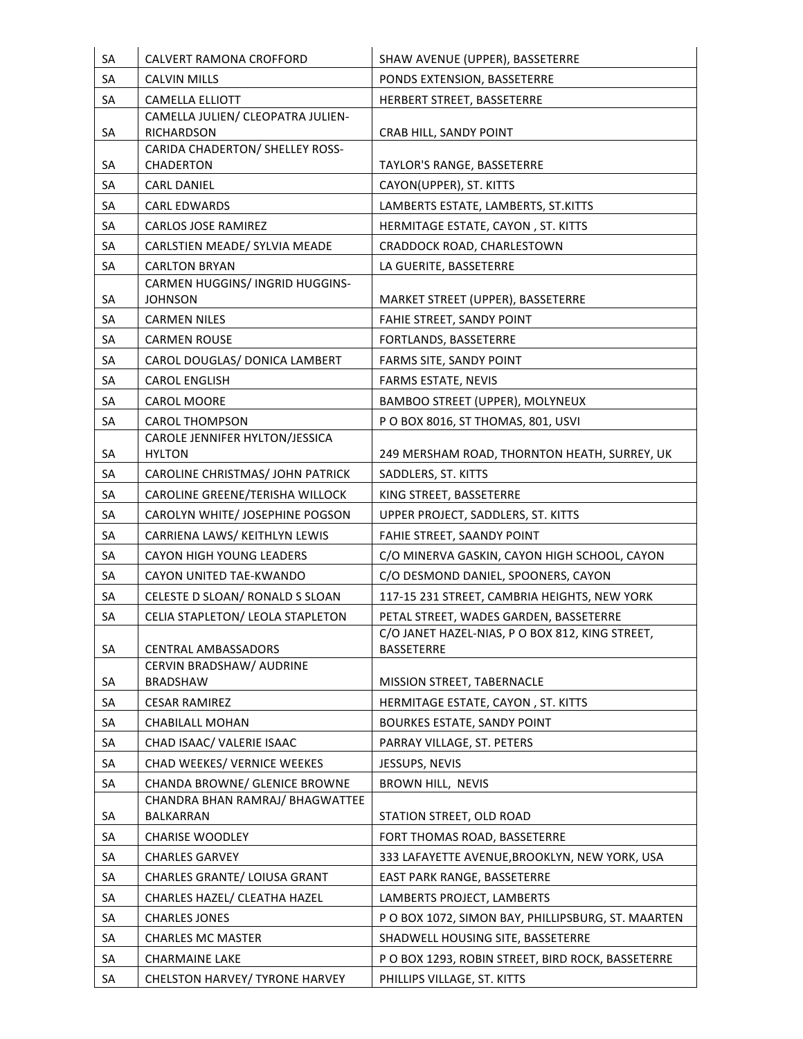| SA | CALVERT RAMONA CROFFORD | SHAW AVENUE (UPPER), BASSETERRE |
|---|---|---|
| SA | CALVIN MILLS | PONDS EXTENSION, BASSETERRE |
| SA | CAMELLA ELLIOTT | HERBERT STREET, BASSETERRE |
| SA | CAMELLA JULIEN/ CLEOPATRA JULIEN-RICHARDSON | CRAB HILL, SANDY POINT |
| SA | CARIDA CHADERTON/ SHELLEY ROSS-CHADERTON | TAYLOR'S RANGE, BASSETERRE |
| SA | CARL DANIEL | CAYON(UPPER), ST. KITTS |
| SA | CARL EDWARDS | LAMBERTS ESTATE, LAMBERTS, ST.KITTS |
| SA | CARLOS JOSE RAMIREZ | HERMITAGE ESTATE, CAYON , ST. KITTS |
| SA | CARLSTIEN MEADE/ SYLVIA MEADE | CRADDOCK ROAD, CHARLESTOWN |
| SA | CARLTON BRYAN | LA GUERITE, BASSETERRE |
| SA | CARMEN HUGGINS/ INGRID HUGGINS-JOHNSON | MARKET STREET (UPPER), BASSETERRE |
| SA | CARMEN NILES | FAHIE STREET, SANDY POINT |
| SA | CARMEN ROUSE | FORTLANDS, BASSETERRE |
| SA | CAROL DOUGLAS/ DONICA LAMBERT | FARMS SITE, SANDY POINT |
| SA | CAROL ENGLISH | FARMS ESTATE, NEVIS |
| SA | CAROL MOORE | BAMBOO STREET (UPPER), MOLYNEUX |
| SA | CAROL THOMPSON | P O BOX 8016, ST THOMAS, 801, USVI |
| SA | CAROLE JENNIFER HYLTON/JESSICA HYLTON | 249 MERSHAM ROAD, THORNTON HEATH, SURREY, UK |
| SA | CAROLINE CHRISTMAS/ JOHN PATRICK | SADDLERS, ST. KITTS |
| SA | CAROLINE GREENE/TERISHA WILLOCK | KING STREET, BASSETERRE |
| SA | CAROLYN WHITE/ JOSEPHINE POGSON | UPPER PROJECT, SADDLERS, ST. KITTS |
| SA | CARRIENA LAWS/ KEITHLYN LEWIS | FAHIE STREET, SAANDY POINT |
| SA | CAYON HIGH YOUNG LEADERS | C/O MINERVA GASKIN, CAYON HIGH SCHOOL, CAYON |
| SA | CAYON UNITED TAE-KWANDO | C/O DESMOND DANIEL, SPOONERS, CAYON |
| SA | CELESTE D SLOAN/ RONALD S SLOAN | 117-15 231 STREET, CAMBRIA HEIGHTS, NEW YORK |
| SA | CELIA STAPLETON/ LEOLA STAPLETON | PETAL STREET, WADES GARDEN, BASSETERRE |
| SA | CENTRAL AMBASSADORS | C/O JANET HAZEL-NIAS, P O BOX 812, KING STREET, BASSETERRE |
| SA | CERVIN BRADSHAW/ AUDRINE BRADSHAW | MISSION STREET, TABERNACLE |
| SA | CESAR RAMIREZ | HERMITAGE ESTATE, CAYON , ST. KITTS |
| SA | CHABILALL MOHAN | BOURKES ESTATE, SANDY POINT |
| SA | CHAD ISAAC/ VALERIE ISAAC | PARRAY VILLAGE, ST. PETERS |
| SA | CHAD WEEKES/ VERNICE WEEKES | JESSUPS, NEVIS |
| SA | CHANDA BROWNE/ GLENICE BROWNE | BROWN HILL, NEVIS |
| SA | CHANDRA BHAN RAMRAJ/ BHAGWATTEE BALKARRAN | STATION STREET, OLD ROAD |
| SA | CHARISE WOODLEY | FORT THOMAS ROAD, BASSETERRE |
| SA | CHARLES GARVEY | 333 LAFAYETTE AVENUE,BROOKLYN, NEW YORK, USA |
| SA | CHARLES GRANTE/ LOIUSA GRANT | EAST PARK RANGE, BASSETERRE |
| SA | CHARLES HAZEL/ CLEATHA HAZEL | LAMBERTS PROJECT, LAMBERTS |
| SA | CHARLES JONES | P O BOX 1072, SIMON BAY, PHILLIPSBURG, ST. MAARTEN |
| SA | CHARLES MC MASTER | SHADWELL HOUSING SITE, BASSETERRE |
| SA | CHARMAINE LAKE | P O BOX 1293, ROBIN STREET, BIRD ROCK, BASSETERRE |
| SA | CHELSTON HARVEY/ TYRONE HARVEY | PHILLIPS VILLAGE, ST. KITTS |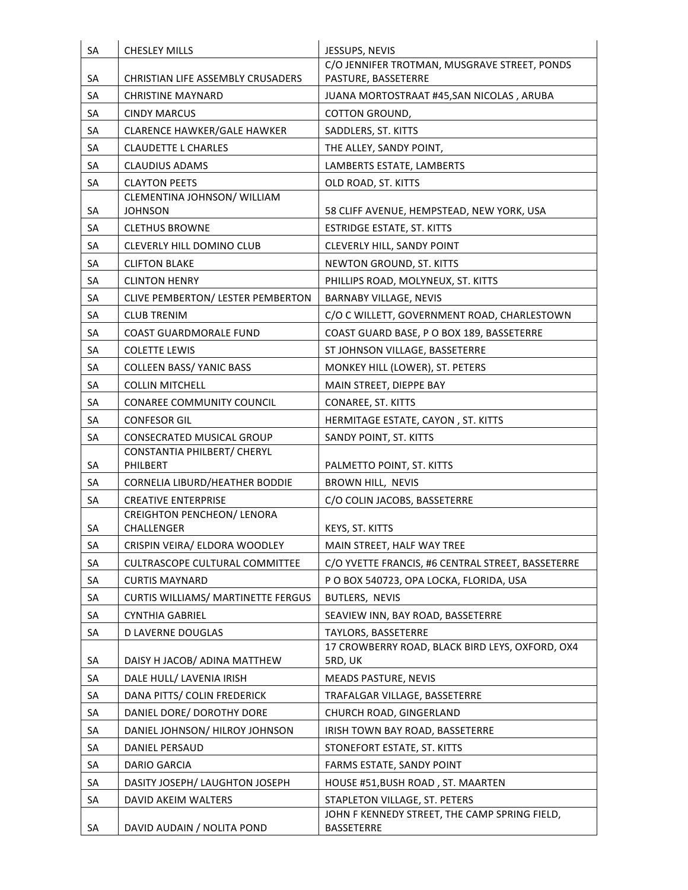| SA | CHESLEY MILLS | JESSUPS, NEVIS |
|---|---|---|
| SA | CHRISTIAN LIFE ASSEMBLY CRUSADERS | C/O JENNIFER TROTMAN, MUSGRAVE STREET, PONDS PASTURE, BASSETERRE |
| SA | CHRISTINE MAYNARD | JUANA MORTOSTRAAT #45,SAN NICOLAS , ARUBA |
| SA | CINDY MARCUS | COTTON GROUND, |
| SA | CLARENCE HAWKER/GALE HAWKER | SADDLERS, ST. KITTS |
| SA | CLAUDETTE L CHARLES | THE ALLEY, SANDY POINT, |
| SA | CLAUDIUS ADAMS | LAMBERTS ESTATE, LAMBERTS |
| SA | CLAYTON PEETS | OLD ROAD, ST. KITTS |
| SA | CLEMENTINA JOHNSON/ WILLIAM JOHNSON | 58 CLIFF AVENUE, HEMPSTEAD, NEW YORK, USA |
| SA | CLETHUS BROWNE | ESTRIDGE ESTATE, ST. KITTS |
| SA | CLEVERLY HILL DOMINO CLUB | CLEVERLY HILL, SANDY POINT |
| SA | CLIFTON BLAKE | NEWTON GROUND, ST. KITTS |
| SA | CLINTON HENRY | PHILLIPS ROAD, MOLYNEUX, ST. KITTS |
| SA | CLIVE PEMBERTON/ LESTER PEMBERTON | BARNABY VILLAGE, NEVIS |
| SA | CLUB TRENIM | C/O C WILLETT, GOVERNMENT ROAD, CHARLESTOWN |
| SA | COAST GUARDMORALE FUND | COAST GUARD BASE, P O BOX 189, BASSETERRE |
| SA | COLETTE LEWIS | ST JOHNSON VILLAGE, BASSETERRE |
| SA | COLLEEN BASS/ YANIC BASS | MONKEY HILL (LOWER), ST. PETERS |
| SA | COLLIN MITCHELL | MAIN STREET, DIEPPE BAY |
| SA | CONAREE COMMUNITY COUNCIL | CONAREE, ST. KITTS |
| SA | CONFESOR GIL | HERMITAGE ESTATE, CAYON , ST. KITTS |
| SA | CONSECRATED MUSICAL GROUP | SANDY POINT, ST. KITTS |
| SA | CONSTANTIA PHILBERT/ CHERYL PHILBERT | PALMETTO POINT, ST. KITTS |
| SA | CORNELIA LIBURD/HEATHER BODDIE | BROWN HILL, NEVIS |
| SA | CREATIVE ENTERPRISE | C/O COLIN JACOBS, BASSETERRE |
| SA | CREIGHTON PENCHEON/ LENORA CHALLENGER | KEYS, ST. KITTS |
| SA | CRISPIN VEIRA/ ELDORA WOODLEY | MAIN STREET, HALF WAY TREE |
| SA | CULTRASCOPE CULTURAL COMMITTEE | C/O YVETTE FRANCIS, #6 CENTRAL STREET, BASSETERRE |
| SA | CURTIS MAYNARD | P O BOX 540723, OPA LOCKA, FLORIDA, USA |
| SA | CURTIS WILLIAMS/ MARTINETTE FERGUS | BUTLERS, NEVIS |
| SA | CYNTHIA GABRIEL | SEAVIEW INN, BAY ROAD, BASSETERRE |
| SA | D LAVERNE DOUGLAS | TAYLORS, BASSETERRE |
| SA | DAISY H JACOB/ ADINA MATTHEW | 17 CROWBERRY ROAD, BLACK BIRD LEYS, OXFORD, OX4 5RD, UK |
| SA | DALE HULL/ LAVENIA IRISH | MEADS PASTURE, NEVIS |
| SA | DANA PITTS/ COLIN FREDERICK | TRAFALGAR VILLAGE, BASSETERRE |
| SA | DANIEL DORE/ DOROTHY DORE | CHURCH ROAD, GINGERLAND |
| SA | DANIEL JOHNSON/ HILROY JOHNSON | IRISH TOWN BAY ROAD, BASSETERRE |
| SA | DANIEL PERSAUD | STONEFORT ESTATE, ST. KITTS |
| SA | DARIO GARCIA | FARMS ESTATE, SANDY POINT |
| SA | DASITY JOSEPH/ LAUGHTON JOSEPH | HOUSE #51,BUSH ROAD , ST. MAARTEN |
| SA | DAVID AKEIM WALTERS | STAPLETON VILLAGE, ST. PETERS |
| SA | DAVID AUDAIN / NOLITA POND | JOHN F KENNEDY STREET, THE CAMP SPRING FIELD, BASSETERRE |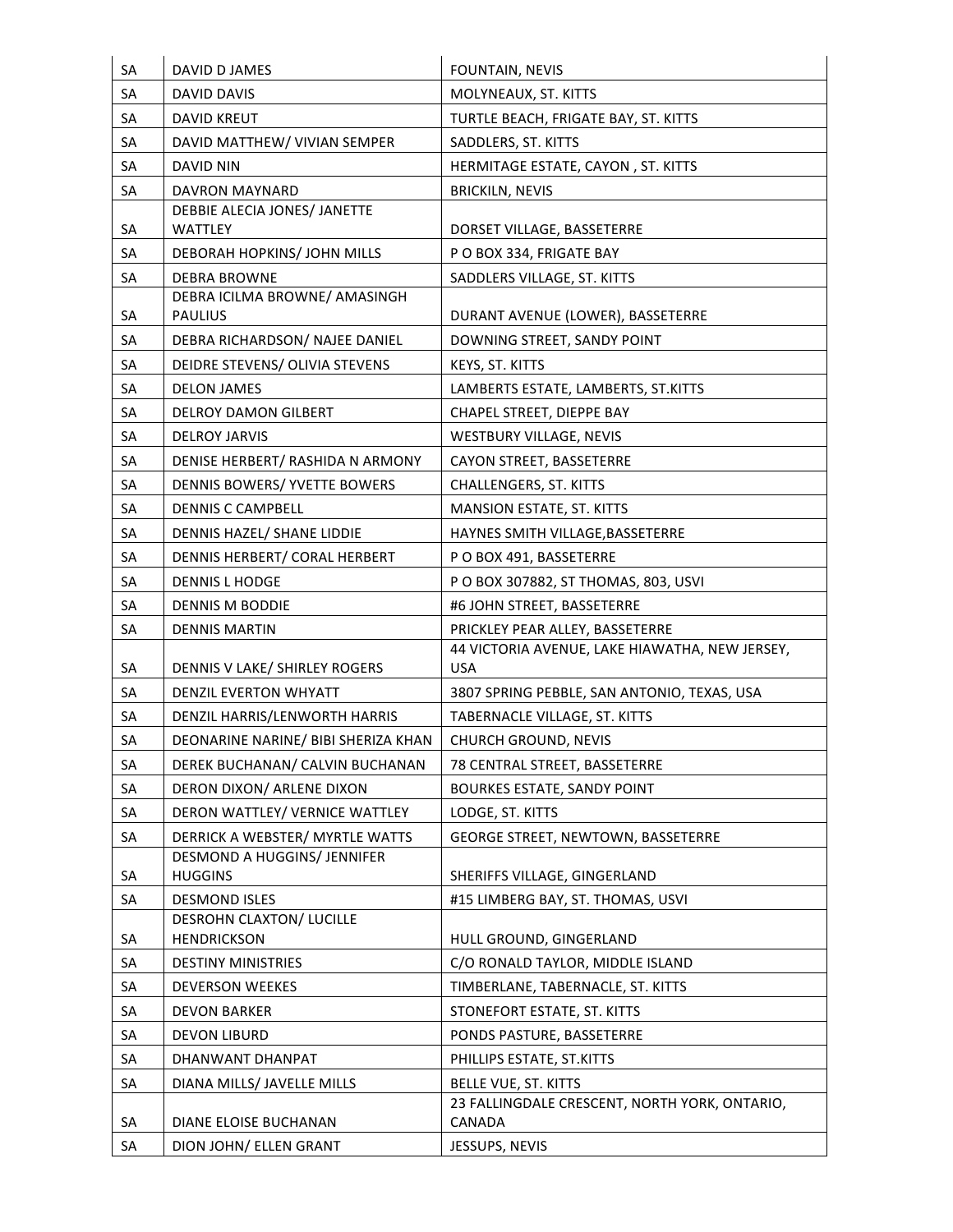| SA | DAVID D JAMES | FOUNTAIN, NEVIS |
|---|---|---|
| SA | DAVID DAVIS | MOLYNEAUX, ST. KITTS |
| SA | DAVID KREUT | TURTLE BEACH, FRIGATE BAY, ST. KITTS |
| SA | DAVID MATTHEW/ VIVIAN SEMPER | SADDLERS, ST. KITTS |
| SA | DAVID NIN | HERMITAGE ESTATE, CAYON , ST. KITTS |
| SA | DAVRON MAYNARD | BRICKILN, NEVIS |
| SA | DEBBIE ALECIA JONES/ JANETTE WATTLEY | DORSET VILLAGE, BASSETERRE |
| SA | DEBORAH HOPKINS/ JOHN MILLS | P O BOX 334, FRIGATE BAY |
| SA | DEBRA BROWNE | SADDLERS VILLAGE, ST. KITTS |
| SA | DEBRA ICILMA BROWNE/ AMASINGH PAULIUS | DURANT AVENUE (LOWER), BASSETERRE |
| SA | DEBRA RICHARDSON/ NAJEE DANIEL | DOWNING STREET, SANDY POINT |
| SA | DEIDRE STEVENS/ OLIVIA STEVENS | KEYS, ST. KITTS |
| SA | DELON JAMES | LAMBERTS ESTATE, LAMBERTS, ST.KITTS |
| SA | DELROY DAMON GILBERT | CHAPEL STREET, DIEPPE BAY |
| SA | DELROY JARVIS | WESTBURY VILLAGE, NEVIS |
| SA | DENISE HERBERT/ RASHIDA N ARMONY | CAYON STREET, BASSETERRE |
| SA | DENNIS BOWERS/ YVETTE BOWERS | CHALLENGERS, ST. KITTS |
| SA | DENNIS C CAMPBELL | MANSION ESTATE, ST. KITTS |
| SA | DENNIS HAZEL/ SHANE LIDDIE | HAYNES SMITH VILLAGE,BASSETERRE |
| SA | DENNIS HERBERT/ CORAL HERBERT | P O BOX 491, BASSETERRE |
| SA | DENNIS L HODGE | P O BOX 307882, ST THOMAS, 803, USVI |
| SA | DENNIS M BODDIE | #6 JOHN STREET, BASSETERRE |
| SA | DENNIS MARTIN | PRICKLEY PEAR ALLEY, BASSETERRE |
| SA | DENNIS V LAKE/ SHIRLEY ROGERS | 44 VICTORIA AVENUE, LAKE HIAWATHA, NEW JERSEY, USA |
| SA | DENZIL EVERTON WHYATT | 3807 SPRING PEBBLE, SAN ANTONIO, TEXAS, USA |
| SA | DENZIL HARRIS/LENWORTH HARRIS | TABERNACLE VILLAGE, ST. KITTS |
| SA | DEONARINE NARINE/ BIBI SHERIZA KHAN | CHURCH GROUND, NEVIS |
| SA | DEREK BUCHANAN/ CALVIN BUCHANAN | 78 CENTRAL STREET, BASSETERRE |
| SA | DERON DIXON/ ARLENE DIXON | BOURKES ESTATE, SANDY POINT |
| SA | DERON WATTLEY/ VERNICE WATTLEY | LODGE, ST. KITTS |
| SA | DERRICK A WEBSTER/ MYRTLE WATTS | GEORGE STREET, NEWTOWN, BASSETERRE |
| SA | DESMOND A HUGGINS/ JENNIFER HUGGINS | SHERIFFS VILLAGE, GINGERLAND |
| SA | DESMOND ISLES | #15 LIMBERG BAY, ST. THOMAS, USVI |
| SA | DESROHN CLAXTON/ LUCILLE HENDRICKSON | HULL GROUND, GINGERLAND |
| SA | DESTINY MINISTRIES | C/O RONALD TAYLOR, MIDDLE ISLAND |
| SA | DEVERSON WEEKES | TIMBERLANE, TABERNACLE, ST. KITTS |
| SA | DEVON BARKER | STONEFORT ESTATE, ST. KITTS |
| SA | DEVON LIBURD | PONDS PASTURE, BASSETERRE |
| SA | DHANWANT DHANPAT | PHILLIPS ESTATE, ST.KITTS |
| SA | DIANA MILLS/ JAVELLE MILLS | BELLE VUE, ST. KITTS |
| SA | DIANE ELOISE BUCHANAN | 23 FALLINGDALE CRESCENT, NORTH YORK, ONTARIO, CANADA |
| SA | DION JOHN/ ELLEN GRANT | JESSUPS, NEVIS |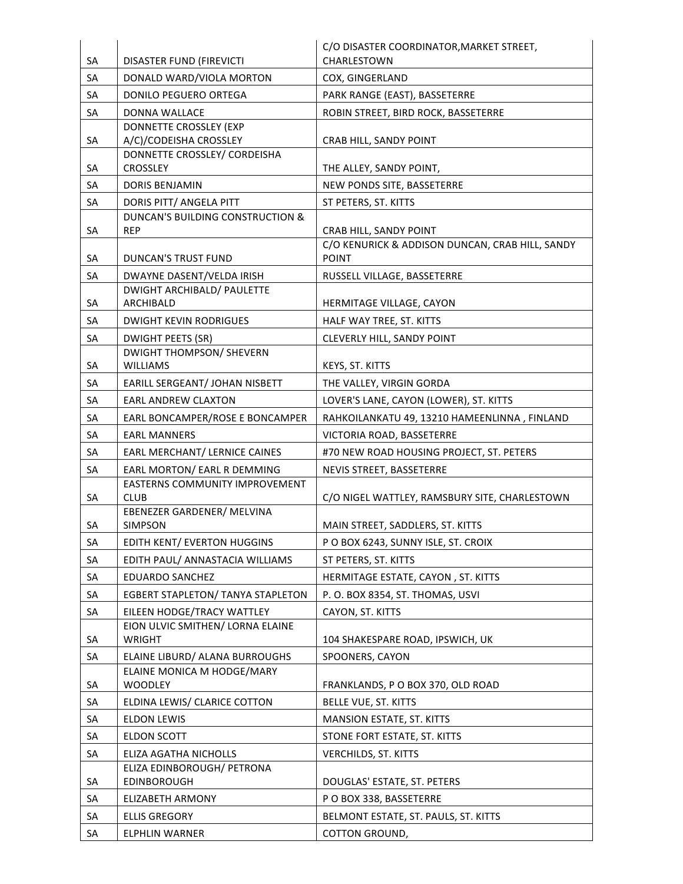| SA | DISASTER FUND (FIREVICTI | C/O DISASTER COORDINATOR,MARKET STREET, CHARLESTOWN |
|---|---|---|
| SA | DONALD WARD/VIOLA MORTON | COX, GINGERLAND |
| SA | DONILO PEGUERO ORTEGA | PARK RANGE (EAST), BASSETERRE |
| SA | DONNA WALLACE | ROBIN STREET, BIRD ROCK, BASSETERRE |
| SA | DONNETTE CROSSLEY (EXP A/C)/CODEISHA CROSSLEY | CRAB HILL, SANDY POINT |
| SA | DONNETTE CROSSLEY/ CORDEISHA CROSSLEY | THE ALLEY, SANDY POINT, |
| SA | DORIS BENJAMIN | NEW PONDS SITE, BASSETERRE |
| SA | DORIS PITT/ ANGELA PITT | ST PETERS, ST. KITTS |
| SA | DUNCAN'S BUILDING CONSTRUCTION & REP | CRAB HILL, SANDY POINT |
| SA | DUNCAN'S TRUST FUND | C/O KENURICK & ADDISON DUNCAN, CRAB HILL, SANDY POINT |
| SA | DWAYNE DASENT/VELDA IRISH | RUSSELL VILLAGE, BASSETERRE |
| SA | DWIGHT ARCHIBALD/ PAULETTE ARCHIBALD | HERMITAGE VILLAGE, CAYON |
| SA | DWIGHT KEVIN RODRIGUES | HALF WAY TREE, ST. KITTS |
| SA | DWIGHT PEETS (SR) | CLEVERLY HILL, SANDY POINT |
| SA | DWIGHT THOMPSON/ SHEVERN WILLIAMS | KEYS, ST. KITTS |
| SA | EARILL SERGEANT/ JOHAN NISBETT | THE VALLEY, VIRGIN GORDA |
| SA | EARL ANDREW CLAXTON | LOVER'S LANE, CAYON (LOWER), ST. KITTS |
| SA | EARL BONCAMPER/ROSE E BONCAMPER | RAHKOILANKATU 49, 13210 HAMEENLINNA , FINLAND |
| SA | EARL MANNERS | VICTORIA ROAD, BASSETERRE |
| SA | EARL MERCHANT/ LERNICE CAINES | #70 NEW ROAD HOUSING PROJECT, ST. PETERS |
| SA | EARL MORTON/ EARL R DEMMING | NEVIS STREET, BASSETERRE |
| SA | EASTERNS COMMUNITY IMPROVEMENT CLUB | C/O NIGEL WATTLEY, RAMSBURY SITE, CHARLESTOWN |
| SA | EBENEZER GARDENER/ MELVINA SIMPSON | MAIN STREET, SADDLERS, ST. KITTS |
| SA | EDITH KENT/ EVERTON HUGGINS | P O BOX 6243, SUNNY ISLE, ST. CROIX |
| SA | EDITH PAUL/ ANNASTACIA WILLIAMS | ST PETERS, ST. KITTS |
| SA | EDUARDO SANCHEZ | HERMITAGE ESTATE, CAYON , ST. KITTS |
| SA | EGBERT STAPLETON/ TANYA STAPLETON | P. O. BOX 8354, ST. THOMAS, USVI |
| SA | EILEEN HODGE/TRACY WATTLEY | CAYON, ST. KITTS |
| SA | EION ULVIC SMITHEN/ LORNA ELAINE WRIGHT | 104 SHAKESPARE ROAD, IPSWICH, UK |
| SA | ELAINE LIBURD/ ALANA BURROUGHS | SPOONERS, CAYON |
| SA | ELAINE MONICA M HODGE/MARY WOODLEY | FRANKLANDS, P O BOX 370, OLD ROAD |
| SA | ELDINA LEWIS/ CLARICE COTTON | BELLE VUE, ST. KITTS |
| SA | ELDON LEWIS | MANSION ESTATE, ST. KITTS |
| SA | ELDON SCOTT | STONE FORT ESTATE, ST. KITTS |
| SA | ELIZA AGATHA NICHOLLS | VERCHILDS, ST. KITTS |
| SA | ELIZA EDINBOROUGH/ PETRONA EDINBOROUGH | DOUGLAS' ESTATE, ST. PETERS |
| SA | ELIZABETH ARMONY | P O BOX 338, BASSETERRE |
| SA | ELLIS GREGORY | BELMONT ESTATE, ST. PAULS, ST. KITTS |
| SA | ELPHLIN WARNER | COTTON GROUND, |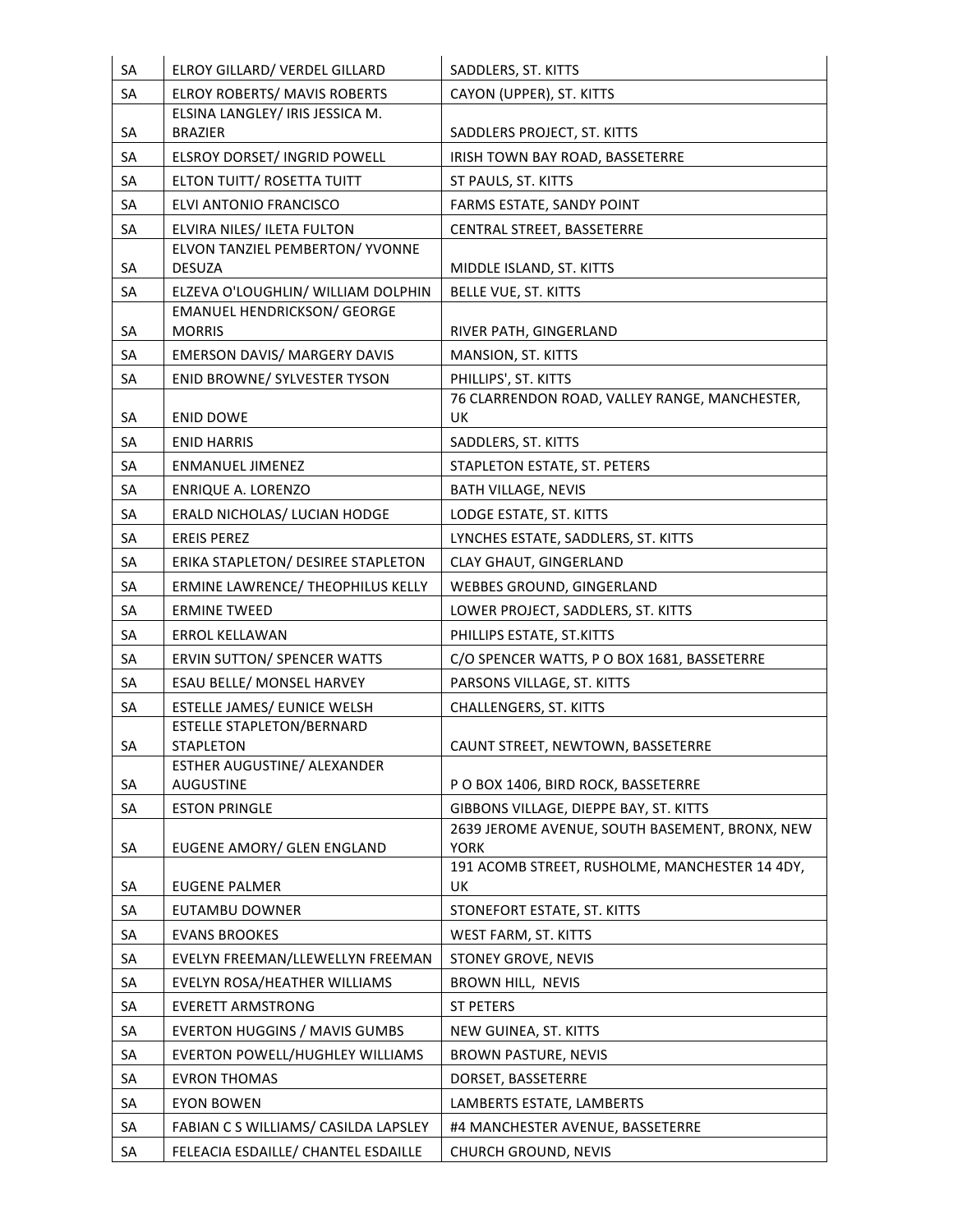| SA | ELROY GILLARD/ VERDEL GILLARD | SADDLERS, ST. KITTS |
|---|---|---|
| SA | ELROY ROBERTS/ MAVIS ROBERTS | CAYON (UPPER), ST. KITTS |
| SA | ELSINA LANGLEY/ IRIS JESSICA M. BRAZIER | SADDLERS PROJECT, ST. KITTS |
| SA | ELSROY DORSET/ INGRID POWELL | IRISH TOWN BAY ROAD, BASSETERRE |
| SA | ELTON TUITT/ ROSETTA TUITT | ST PAULS, ST. KITTS |
| SA | ELVI ANTONIO FRANCISCO | FARMS ESTATE, SANDY POINT |
| SA | ELVIRA NILES/ ILETA FULTON | CENTRAL STREET, BASSETERRE |
| SA | ELVON TANZIEL PEMBERTON/ YVONNE DESUZA | MIDDLE ISLAND, ST. KITTS |
| SA | ELZEVA O'LOUGHLIN/ WILLIAM DOLPHIN | BELLE VUE, ST. KITTS |
| SA | EMANUEL HENDRICKSON/ GEORGE MORRIS | RIVER PATH, GINGERLAND |
| SA | EMERSON DAVIS/ MARGERY DAVIS | MANSION, ST. KITTS |
| SA | ENID BROWNE/ SYLVESTER TYSON | PHILLIPS', ST. KITTS |
| SA | ENID DOWE | 76 CLARRENDON ROAD, VALLEY RANGE, MANCHESTER, UK |
| SA | ENID HARRIS | SADDLERS, ST. KITTS |
| SA | ENMANUEL JIMENEZ | STAPLETON ESTATE, ST. PETERS |
| SA | ENRIQUE A. LORENZO | BATH VILLAGE, NEVIS |
| SA | ERALD NICHOLAS/ LUCIAN HODGE | LODGE ESTATE, ST. KITTS |
| SA | EREIS PEREZ | LYNCHES ESTATE, SADDLERS, ST. KITTS |
| SA | ERIKA STAPLETON/ DESIREE STAPLETON | CLAY GHAUT, GINGERLAND |
| SA | ERMINE LAWRENCE/ THEOPHILUS KELLY | WEBBES GROUND, GINGERLAND |
| SA | ERMINE TWEED | LOWER PROJECT, SADDLERS, ST. KITTS |
| SA | ERROL KELLAWAN | PHILLIPS ESTATE, ST.KITTS |
| SA | ERVIN SUTTON/ SPENCER WATTS | C/O SPENCER WATTS, P O BOX 1681, BASSETERRE |
| SA | ESAU BELLE/ MONSEL HARVEY | PARSONS VILLAGE, ST. KITTS |
| SA | ESTELLE JAMES/ EUNICE WELSH | CHALLENGERS, ST. KITTS |
| SA | ESTELLE STAPLETON/BERNARD STAPLETON | CAUNT STREET, NEWTOWN, BASSETERRE |
| SA | ESTHER AUGUSTINE/ ALEXANDER AUGUSTINE | P O BOX 1406, BIRD ROCK, BASSETERRE |
| SA | ESTON PRINGLE | GIBBONS VILLAGE, DIEPPE BAY, ST. KITTS |
| SA | EUGENE AMORY/ GLEN ENGLAND | 2639 JEROME AVENUE, SOUTH BASEMENT, BRONX, NEW YORK |
| SA | EUGENE PALMER | 191 ACOMB STREET, RUSHOLME, MANCHESTER 14 4DY, UK |
| SA | EUTAMBU DOWNER | STONEFORT ESTATE, ST. KITTS |
| SA | EVANS BROOKES | WEST FARM, ST. KITTS |
| SA | EVELYN FREEMAN/LLEWELLYN FREEMAN | STONEY GROVE, NEVIS |
| SA | EVELYN ROSA/HEATHER WILLIAMS | BROWN HILL, NEVIS |
| SA | EVERETT ARMSTRONG | ST PETERS |
| SA | EVERTON HUGGINS / MAVIS GUMBS | NEW GUINEA, ST. KITTS |
| SA | EVERTON POWELL/HUGHLEY WILLIAMS | BROWN PASTURE, NEVIS |
| SA | EVRON THOMAS | DORSET, BASSETERRE |
| SA | EYON BOWEN | LAMBERTS ESTATE, LAMBERTS |
| SA | FABIAN C S WILLIAMS/ CASILDA LAPSLEY | #4 MANCHESTER AVENUE, BASSETERRE |
| SA | FELEACIA ESDAILLE/ CHANTEL ESDAILLE | CHURCH GROUND, NEVIS |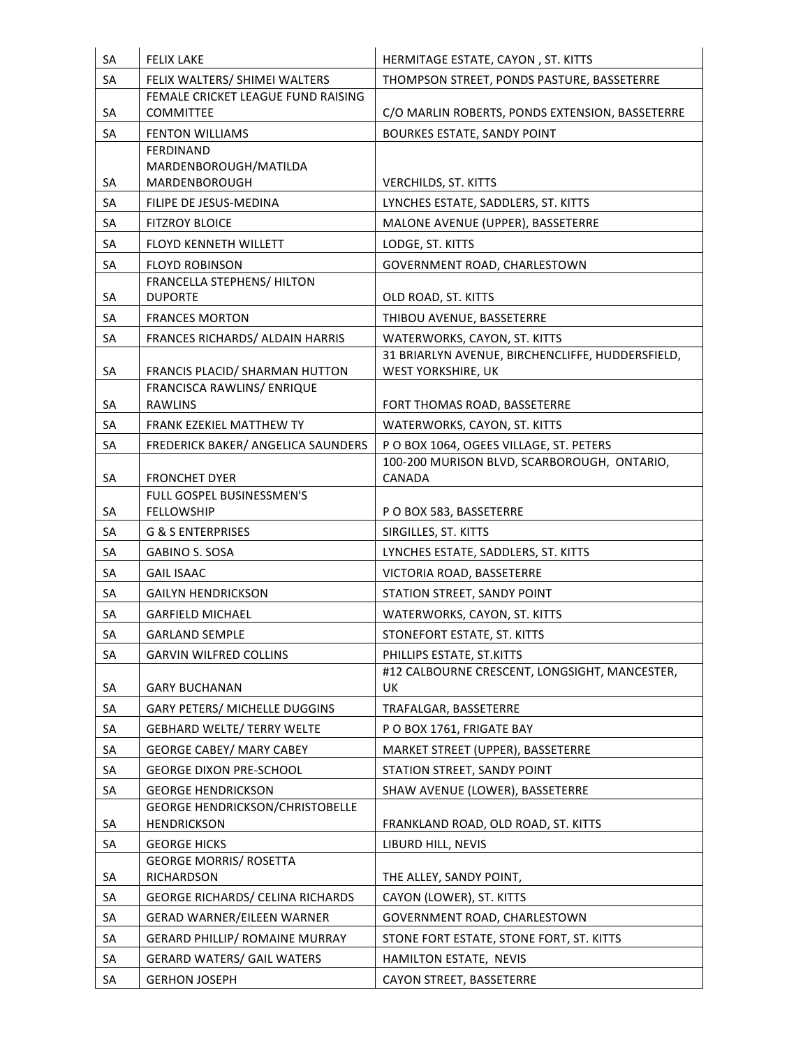| SA | FELIX LAKE | HERMITAGE ESTATE, CAYON , ST. KITTS |
|---|---|---|
| SA | FELIX WALTERS/ SHIMEI WALTERS | THOMPSON STREET, PONDS PASTURE, BASSETERRE |
| SA | FEMALE CRICKET LEAGUE FUND RAISING COMMITTEE | C/O MARLIN ROBERTS, PONDS EXTENSION, BASSETERRE |
| SA | FENTON WILLIAMS | BOURKES ESTATE, SANDY POINT |
| SA | FERDINAND MARDENBOROUGH/MATILDA MARDENBOROUGH | VERCHILDS, ST. KITTS |
| SA | FILIPE DE JESUS-MEDINA | LYNCHES ESTATE, SADDLERS, ST. KITTS |
| SA | FITZROY BLOICE | MALONE AVENUE (UPPER), BASSETERRE |
| SA | FLOYD KENNETH WILLETT | LODGE, ST. KITTS |
| SA | FLOYD ROBINSON | GOVERNMENT ROAD, CHARLESTOWN |
| SA | FRANCELLA STEPHENS/ HILTON DUPORTE | OLD ROAD, ST. KITTS |
| SA | FRANCES MORTON | THIBOU AVENUE, BASSETERRE |
| SA | FRANCES RICHARDS/ ALDAIN HARRIS | WATERWORKS, CAYON, ST. KITTS |
| SA | FRANCIS PLACID/ SHARMAN HUTTON | 31 BRIARLYN AVENUE, BIRCHENCLIFFE, HUDDERSFIELD, WEST YORKSHIRE, UK |
| SA | FRANCISCA RAWLINS/ ENRIQUE RAWLINS | FORT THOMAS ROAD, BASSETERRE |
| SA | FRANK EZEKIEL MATTHEW TY | WATERWORKS, CAYON, ST. KITTS |
| SA | FREDERICK BAKER/ ANGELICA SAUNDERS | P O BOX 1064, OGEES VILLAGE, ST. PETERS |
| SA | FRONCHET DYER | 100-200 MURISON BLVD, SCARBOROUGH, ONTARIO, CANADA |
| SA | FULL GOSPEL BUSINESSMEN'S FELLOWSHIP | P O BOX 583, BASSETERRE |
| SA | G & S ENTERPRISES | SIRGILLES, ST. KITTS |
| SA | GABINO S. SOSA | LYNCHES ESTATE, SADDLERS, ST. KITTS |
| SA | GAIL ISAAC | VICTORIA ROAD, BASSETERRE |
| SA | GAILYN HENDRICKSON | STATION STREET, SANDY POINT |
| SA | GARFIELD MICHAEL | WATERWORKS, CAYON, ST. KITTS |
| SA | GARLAND SEMPLE | STONEFORT ESTATE, ST. KITTS |
| SA | GARVIN WILFRED COLLINS | PHILLIPS ESTATE, ST.KITTS |
| SA | GARY BUCHANAN | #12 CALBOURNE CRESCENT, LONGSIGHT, MANCESTER, UK |
| SA | GARY PETERS/ MICHELLE DUGGINS | TRAFALGAR, BASSETERRE |
| SA | GEBHARD WELTE/ TERRY WELTE | P O BOX 1761, FRIGATE BAY |
| SA | GEORGE CABEY/ MARY CABEY | MARKET STREET (UPPER), BASSETERRE |
| SA | GEORGE DIXON PRE-SCHOOL | STATION STREET, SANDY POINT |
| SA | GEORGE HENDRICKSON | SHAW AVENUE (LOWER), BASSETERRE |
| SA | GEORGE HENDRICKSON/CHRISTOBELLE HENDRICKSON | FRANKLAND ROAD, OLD ROAD, ST. KITTS |
| SA | GEORGE HICKS | LIBURD HILL, NEVIS |
| SA | GEORGE MORRIS/ ROSETTA RICHARDSON | THE ALLEY, SANDY POINT, |
| SA | GEORGE RICHARDS/ CELINA RICHARDS | CAYON (LOWER), ST. KITTS |
| SA | GERAD WARNER/EILEEN WARNER | GOVERNMENT ROAD, CHARLESTOWN |
| SA | GERARD PHILLIP/ ROMAINE MURRAY | STONE FORT ESTATE, STONE FORT, ST. KITTS |
| SA | GERARD WATERS/ GAIL WATERS | HAMILTON ESTATE, NEVIS |
| SA | GERHON JOSEPH | CAYON STREET, BASSETERRE |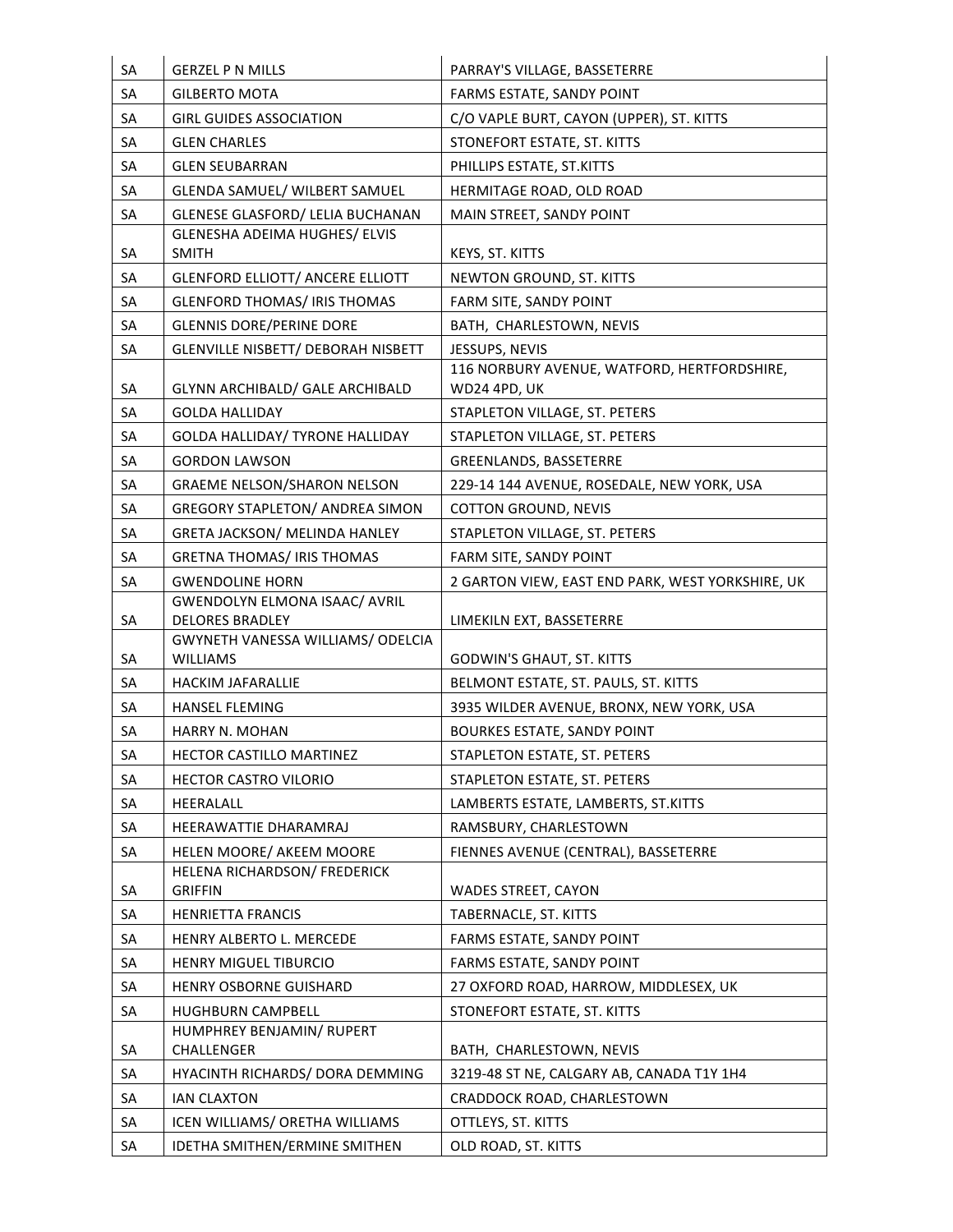| SA | GERZEL P N MILLS | PARRAY'S VILLAGE, BASSETERRE |
|---|---|---|
| SA | GILBERTO MOTA | FARMS ESTATE, SANDY POINT |
| SA | GIRL GUIDES ASSOCIATION | C/O VAPLE BURT, CAYON (UPPER), ST. KITTS |
| SA | GLEN CHARLES | STONEFORT ESTATE, ST. KITTS |
| SA | GLEN SEUBARRAN | PHILLIPS ESTATE, ST.KITTS |
| SA | GLENDA SAMUEL/ WILBERT SAMUEL | HERMITAGE ROAD, OLD ROAD |
| SA | GLENESE GLASFORD/ LELIA BUCHANAN | MAIN STREET, SANDY POINT |
| SA | GLENESHA ADEIMA HUGHES/ ELVIS SMITH | KEYS, ST. KITTS |
| SA | GLENFORD ELLIOTT/ ANCERE ELLIOTT | NEWTON GROUND, ST. KITTS |
| SA | GLENFORD THOMAS/ IRIS THOMAS | FARM SITE, SANDY POINT |
| SA | GLENNIS DORE/PERINE DORE | BATH, CHARLESTOWN, NEVIS |
| SA | GLENVILLE NISBETT/ DEBORAH NISBETT | JESSUPS, NEVIS |
| SA | GLYNN ARCHIBALD/ GALE ARCHIBALD | 116 NORBURY AVENUE, WATFORD, HERTFORDSHIRE, WD24 4PD, UK |
| SA | GOLDA HALLIDAY | STAPLETON VILLAGE, ST. PETERS |
| SA | GOLDA HALLIDAY/ TYRONE HALLIDAY | STAPLETON VILLAGE, ST. PETERS |
| SA | GORDON LAWSON | GREENLANDS, BASSETERRE |
| SA | GRAEME NELSON/SHARON NELSON | 229-14 144 AVENUE, ROSEDALE, NEW YORK, USA |
| SA | GREGORY STAPLETON/ ANDREA SIMON | COTTON GROUND, NEVIS |
| SA | GRETA JACKSON/ MELINDA HANLEY | STAPLETON VILLAGE, ST. PETERS |
| SA | GRETNA THOMAS/ IRIS THOMAS | FARM SITE, SANDY POINT |
| SA | GWENDOLINE HORN | 2 GARTON VIEW, EAST END PARK, WEST YORKSHIRE, UK |
| SA | GWENDOLYN ELMONA ISAAC/ AVRIL DELORES BRADLEY | LIMEKILN EXT, BASSETERRE |
| SA | GWYNETH VANESSA WILLIAMS/ ODELCIA WILLIAMS | GODWIN'S GHAUT, ST. KITTS |
| SA | HACKIM JAFARALLIE | BELMONT ESTATE, ST. PAULS, ST. KITTS |
| SA | HANSEL FLEMING | 3935 WILDER AVENUE, BRONX, NEW YORK, USA |
| SA | HARRY N. MOHAN | BOURKES ESTATE, SANDY POINT |
| SA | HECTOR CASTILLO MARTINEZ | STAPLETON ESTATE, ST. PETERS |
| SA | HECTOR CASTRO VILORIO | STAPLETON ESTATE, ST. PETERS |
| SA | HEERALALL | LAMBERTS ESTATE, LAMBERTS, ST.KITTS |
| SA | HEERAWATTIE DHARAMRAJ | RAMSBURY, CHARLESTOWN |
| SA | HELEN MOORE/ AKEEM MOORE | FIENNES AVENUE (CENTRAL), BASSETERRE |
| SA | HELENA RICHARDSON/ FREDERICK GRIFFIN | WADES STREET, CAYON |
| SA | HENRIETTA FRANCIS | TABERNACLE, ST. KITTS |
| SA | HENRY ALBERTO L. MERCEDE | FARMS ESTATE, SANDY POINT |
| SA | HENRY MIGUEL TIBURCIO | FARMS ESTATE, SANDY POINT |
| SA | HENRY OSBORNE GUISHARD | 27 OXFORD ROAD, HARROW, MIDDLESEX, UK |
| SA | HUGHBURN CAMPBELL | STONEFORT ESTATE, ST. KITTS |
| SA | HUMPHREY BENJAMIN/ RUPERT CHALLENGER | BATH, CHARLESTOWN, NEVIS |
| SA | HYACINTH RICHARDS/ DORA DEMMING | 3219-48 ST NE, CALGARY AB, CANADA T1Y 1H4 |
| SA | IAN CLAXTON | CRADDOCK ROAD, CHARLESTOWN |
| SA | ICEN WILLIAMS/ ORETHA WILLIAMS | OTTLEYS, ST. KITTS |
| SA | IDETHA SMITHEN/ERMINE SMITHEN | OLD ROAD, ST. KITTS |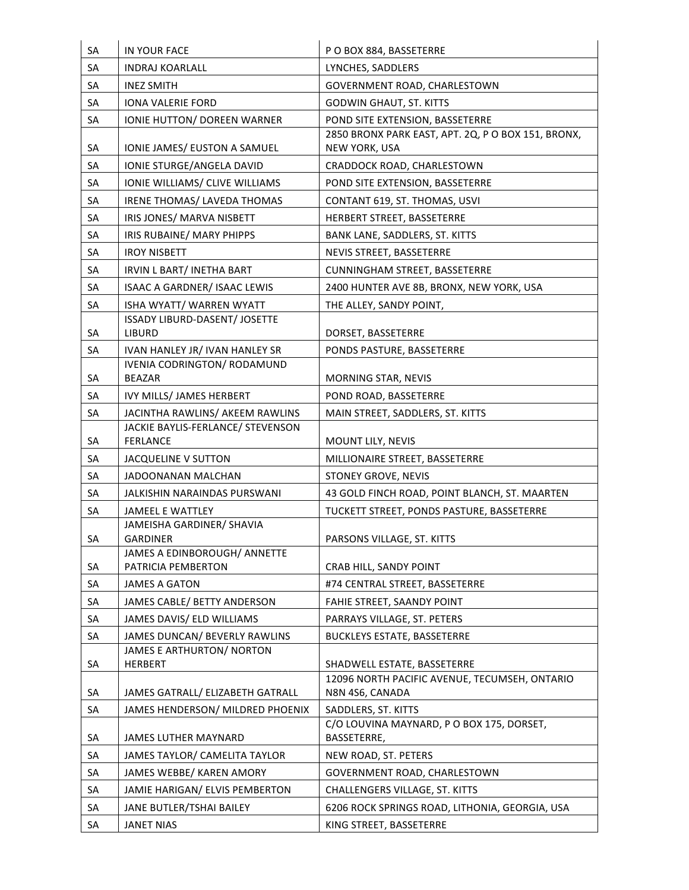| SA | IN YOUR FACE | P O BOX 884, BASSETERRE |
|---|---|---|
| SA | INDRAJ KOARLALL | LYNCHES, SADDLERS |
| SA | INEZ SMITH | GOVERNMENT ROAD, CHARLESTOWN |
| SA | IONA VALERIE FORD | GODWIN GHAUT, ST. KITTS |
| SA | IONIE HUTTON/ DOREEN WARNER | POND SITE EXTENSION, BASSETERRE |
| SA | IONIE JAMES/ EUSTON A SAMUEL | 2850 BRONX PARK EAST, APT. 2Q, P O BOX 151, BRONX, NEW YORK, USA |
| SA | IONIE STURGE/ANGELA DAVID | CRADDOCK ROAD, CHARLESTOWN |
| SA | IONIE WILLIAMS/ CLIVE WILLIAMS | POND SITE EXTENSION, BASSETERRE |
| SA | IRENE THOMAS/ LAVEDA THOMAS | CONTANT 619, ST. THOMAS, USVI |
| SA | IRIS JONES/ MARVA NISBETT | HERBERT STREET, BASSETERRE |
| SA | IRIS RUBAINE/ MARY PHIPPS | BANK LANE, SADDLERS, ST. KITTS |
| SA | IROY NISBETT | NEVIS STREET, BASSETERRE |
| SA | IRVIN L BART/ INETHA BART | CUNNINGHAM STREET, BASSETERRE |
| SA | ISAAC A GARDNER/ ISAAC LEWIS | 2400 HUNTER AVE 8B, BRONX, NEW YORK, USA |
| SA | ISHA WYATT/ WARREN WYATT | THE ALLEY, SANDY POINT, |
| SA | ISSADY LIBURD-DASENT/ JOSETTE LIBURD | DORSET, BASSETERRE |
| SA | IVAN HANLEY JR/ IVAN HANLEY SR | PONDS PASTURE, BASSETERRE |
| SA | IVENIA CODRINGTON/ RODAMUND BEAZAR | MORNING STAR, NEVIS |
| SA | IVY MILLS/ JAMES HERBERT | POND ROAD, BASSETERRE |
| SA | JACINTHA RAWLINS/ AKEEM RAWLINS | MAIN STREET, SADDLERS, ST. KITTS |
| SA | JACKIE BAYLIS-FERLANCE/ STEVENSON FERLANCE | MOUNT LILY, NEVIS |
| SA | JACQUELINE V SUTTON | MILLIONAIRE STREET, BASSETERRE |
| SA | JADOONANAN MALCHAN | STONEY GROVE, NEVIS |
| SA | JALKISHIN NARAINDAS PURSWANI | 43 GOLD FINCH ROAD, POINT BLANCH, ST. MAARTEN |
| SA | JAMEEL E WATTLEY | TUCKETT STREET, PONDS PASTURE, BASSETERRE |
| SA | JAMEISHA GARDINER/ SHAVIA GARDINER | PARSONS VILLAGE, ST. KITTS |
| SA | JAMES A EDINBOROUGH/ ANNETTE PATRICIA PEMBERTON | CRAB HILL, SANDY POINT |
| SA | JAMES A GATON | #74 CENTRAL STREET, BASSETERRE |
| SA | JAMES CABLE/ BETTY ANDERSON | FAHIE STREET, SAANDY POINT |
| SA | JAMES DAVIS/ ELD WILLIAMS | PARRAYS VILLAGE, ST. PETERS |
| SA | JAMES DUNCAN/ BEVERLY RAWLINS | BUCKLEYS ESTATE, BASSETERRE |
| SA | JAMES E ARTHURTON/ NORTON HERBERT | SHADWELL ESTATE, BASSETERRE |
| SA | JAMES GATRALL/ ELIZABETH GATRALL | 12096 NORTH PACIFIC AVENUE, TECUMSEH, ONTARIO N8N 4S6, CANADA |
| SA | JAMES HENDERSON/ MILDRED PHOENIX | SADDLERS, ST. KITTS |
| SA | JAMES LUTHER MAYNARD | C/O LOUVINA MAYNARD, P O BOX 175, DORSET, BASSETERRE, |
| SA | JAMES TAYLOR/ CAMELITA TAYLOR | NEW ROAD, ST. PETERS |
| SA | JAMES WEBBE/ KAREN AMORY | GOVERNMENT ROAD, CHARLESTOWN |
| SA | JAMIE HARIGAN/ ELVIS PEMBERTON | CHALLENGERS VILLAGE, ST. KITTS |
| SA | JANE BUTLER/TSHAI BAILEY | 6206 ROCK SPRINGS ROAD, LITHONIA, GEORGIA, USA |
| SA | JANET NIAS | KING STREET, BASSETERRE |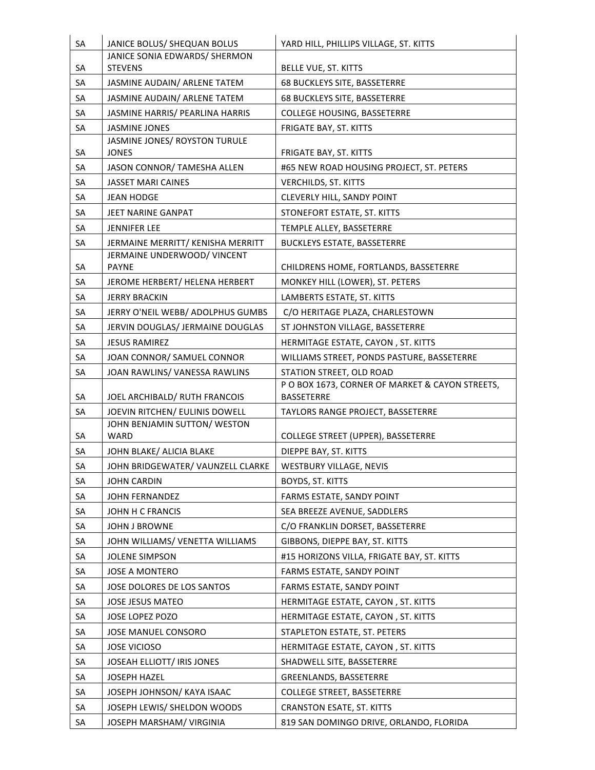| SA | JANICE BOLUS/ SHEQUAN BOLUS | YARD HILL, PHILLIPS VILLAGE, ST. KITTS |
|---|---|---|
| SA | JANICE SONIA EDWARDS/ SHERMON STEVENS | BELLE VUE, ST. KITTS |
| SA | JASMINE AUDAIN/ ARLENE TATEM | 68 BUCKLEYS SITE, BASSETERRE |
| SA | JASMINE AUDAIN/ ARLENE TATEM | 68 BUCKLEYS SITE, BASSETERRE |
| SA | JASMINE HARRIS/ PEARLINA HARRIS | COLLEGE HOUSING, BASSETERRE |
| SA | JASMINE JONES | FRIGATE BAY, ST. KITTS |
| SA | JASMINE JONES/ ROYSTON TURULE JONES | FRIGATE BAY, ST. KITTS |
| SA | JASON CONNOR/ TAMESHA ALLEN | #65 NEW ROAD HOUSING PROJECT, ST. PETERS |
| SA | JASSET MARI CAINES | VERCHILDS, ST. KITTS |
| SA | JEAN HODGE | CLEVERLY HILL, SANDY POINT |
| SA | JEET NARINE GANPAT | STONEFORT ESTATE, ST. KITTS |
| SA | JENNIFER LEE | TEMPLE ALLEY, BASSETERRE |
| SA | JERMAINE MERRITT/ KENISHA MERRITT | BUCKLEYS ESTATE, BASSETERRE |
| SA | JERMAINE UNDERWOOD/ VINCENT PAYNE | CHILDRENS HOME, FORTLANDS, BASSETERRE |
| SA | JEROME HERBERT/ HELENA HERBERT | MONKEY HILL (LOWER), ST. PETERS |
| SA | JERRY BRACKIN | LAMBERTS ESTATE, ST. KITTS |
| SA | JERRY O'NEIL WEBB/ ADOLPHUS GUMBS | C/O HERITAGE PLAZA, CHARLESTOWN |
| SA | JERVIN DOUGLAS/ JERMAINE DOUGLAS | ST JOHNSTON VILLAGE, BASSETERRE |
| SA | JESUS RAMIREZ | HERMITAGE ESTATE, CAYON , ST. KITTS |
| SA | JOAN CONNOR/ SAMUEL CONNOR | WILLIAMS STREET, PONDS PASTURE, BASSETERRE |
| SA | JOAN RAWLINS/ VANESSA RAWLINS | STATION STREET, OLD ROAD |
| SA | JOEL ARCHIBALD/ RUTH FRANCOIS | P O BOX 1673, CORNER OF MARKET & CAYON STREETS, BASSETERRE |
| SA | JOEVIN RITCHEN/ EULINIS DOWELL | TAYLORS RANGE PROJECT, BASSETERRE |
| SA | JOHN BENJAMIN SUTTON/ WESTON WARD | COLLEGE STREET (UPPER), BASSETERRE |
| SA | JOHN BLAKE/ ALICIA BLAKE | DIEPPE BAY, ST. KITTS |
| SA | JOHN BRIDGEWATER/ VAUNZELL CLARKE | WESTBURY VILLAGE, NEVIS |
| SA | JOHN CARDIN | BOYDS, ST. KITTS |
| SA | JOHN FERNANDEZ | FARMS ESTATE, SANDY POINT |
| SA | JOHN H C FRANCIS | SEA BREEZE AVENUE, SADDLERS |
| SA | JOHN J BROWNE | C/O FRANKLIN DORSET, BASSETERRE |
| SA | JOHN WILLIAMS/ VENETTA WILLIAMS | GIBBONS, DIEPPE BAY, ST. KITTS |
| SA | JOLENE SIMPSON | #15 HORIZONS VILLA, FRIGATE BAY, ST. KITTS |
| SA | JOSE A MONTERO | FARMS ESTATE, SANDY POINT |
| SA | JOSE DOLORES DE LOS SANTOS | FARMS ESTATE, SANDY POINT |
| SA | JOSE JESUS MATEO | HERMITAGE ESTATE, CAYON , ST. KITTS |
| SA | JOSE LOPEZ POZO | HERMITAGE ESTATE, CAYON , ST. KITTS |
| SA | JOSE MANUEL CONSORO | STAPLETON ESTATE, ST. PETERS |
| SA | JOSE VICIOSO | HERMITAGE ESTATE, CAYON , ST. KITTS |
| SA | JOSEAH ELLIOTT/ IRIS JONES | SHADWELL SITE, BASSETERRE |
| SA | JOSEPH HAZEL | GREENLANDS, BASSETERRE |
| SA | JOSEPH JOHNSON/ KAYA ISAAC | COLLEGE STREET, BASSETERRE |
| SA | JOSEPH LEWIS/ SHELDON WOODS | CRANSTON ESATE, ST. KITTS |
| SA | JOSEPH MARSHAM/ VIRGINIA | 819 SAN DOMINGO DRIVE, ORLANDO, FLORIDA |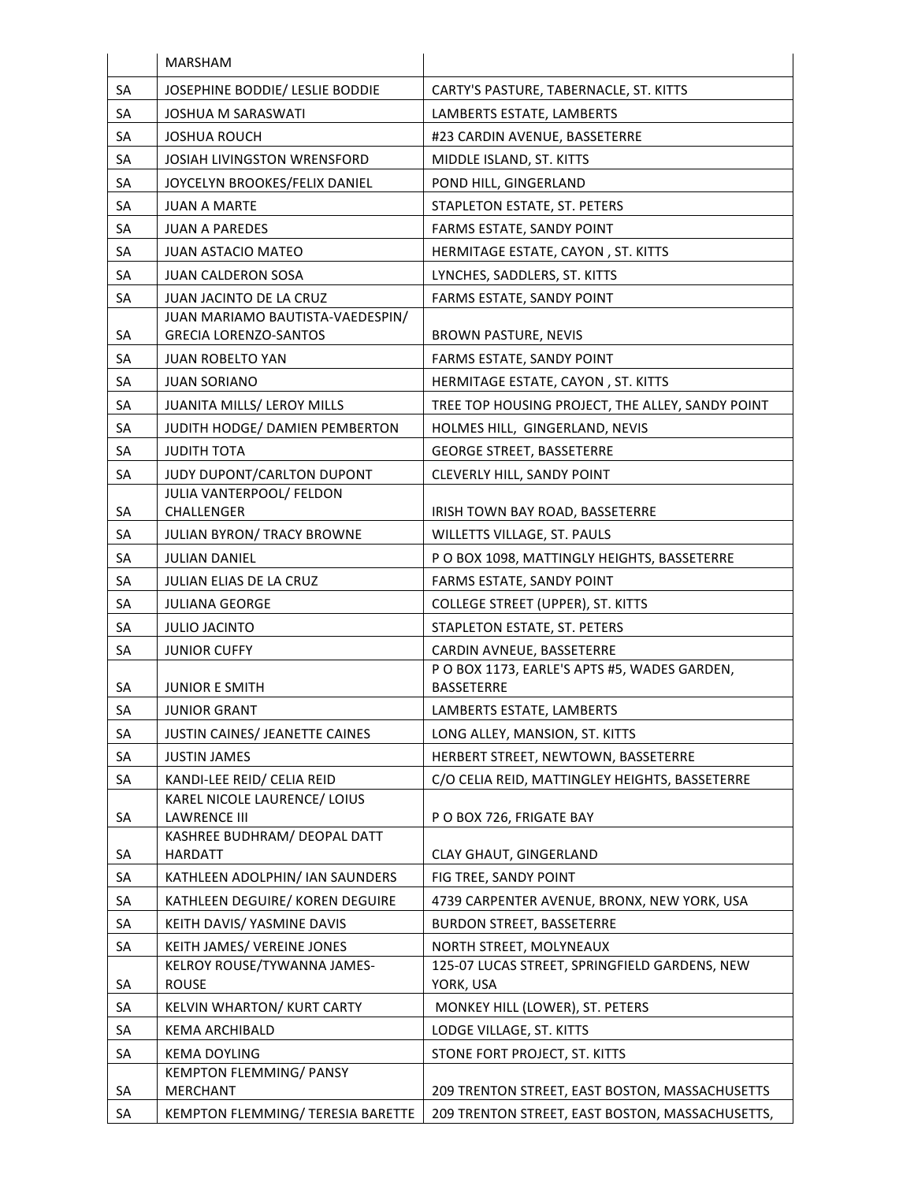| | | |
|---|---|---|
| | MARSHAM | |
| SA | JOSEPHINE BODDIE/ LESLIE BODDIE | CARTY'S PASTURE, TABERNACLE, ST. KITTS |
| SA | JOSHUA M SARASWATI | LAMBERTS ESTATE, LAMBERTS |
| SA | JOSHUA ROUCH | #23 CARDIN AVENUE, BASSETERRE |
| SA | JOSIAH LIVINGSTON WRENSFORD | MIDDLE ISLAND, ST. KITTS |
| SA | JOYCELYN BROOKES/FELIX DANIEL | POND HILL, GINGERLAND |
| SA | JUAN A MARTE | STAPLETON ESTATE, ST. PETERS |
| SA | JUAN A PAREDES | FARMS ESTATE, SANDY POINT |
| SA | JUAN ASTACIO MATEO | HERMITAGE ESTATE, CAYON , ST. KITTS |
| SA | JUAN CALDERON SOSA | LYNCHES, SADDLERS, ST. KITTS |
| SA | JUAN JACINTO DE LA CRUZ | FARMS ESTATE, SANDY POINT |
| SA | JUAN MARIAMO BAUTISTA-VAEDESPIN/ GRECIA LORENZO-SANTOS | BROWN PASTURE, NEVIS |
| SA | JUAN ROBELTO YAN | FARMS ESTATE, SANDY POINT |
| SA | JUAN SORIANO | HERMITAGE ESTATE, CAYON , ST. KITTS |
| SA | JUANITA MILLS/ LEROY MILLS | TREE TOP HOUSING PROJECT, THE ALLEY, SANDY POINT |
| SA | JUDITH HODGE/ DAMIEN PEMBERTON | HOLMES HILL, GINGERLAND, NEVIS |
| SA | JUDITH TOTA | GEORGE STREET, BASSETERRE |
| SA | JUDY DUPONT/CARLTON DUPONT | CLEVERLY HILL, SANDY POINT |
| SA | JULIA VANTERPOOL/ FELDON CHALLENGER | IRISH TOWN BAY ROAD, BASSETERRE |
| SA | JULIAN BYRON/ TRACY BROWNE | WILLETTS VILLAGE, ST. PAULS |
| SA | JULIAN DANIEL | P O BOX 1098, MATTINGLY HEIGHTS, BASSETERRE |
| SA | JULIAN ELIAS DE LA CRUZ | FARMS ESTATE, SANDY POINT |
| SA | JULIANA GEORGE | COLLEGE STREET (UPPER), ST. KITTS |
| SA | JULIO JACINTO | STAPLETON ESTATE, ST. PETERS |
| SA | JUNIOR CUFFY | CARDIN AVNEUE, BASSETERRE |
| SA | JUNIOR E SMITH | P O BOX 1173, EARLE'S APTS #5, WADES GARDEN, BASSETERRE |
| SA | JUNIOR GRANT | LAMBERTS ESTATE, LAMBERTS |
| SA | JUSTIN CAINES/ JEANETTE CAINES | LONG ALLEY, MANSION, ST. KITTS |
| SA | JUSTIN JAMES | HERBERT STREET, NEWTOWN, BASSETERRE |
| SA | KANDI-LEE REID/ CELIA REID | C/O CELIA REID, MATTINGLEY HEIGHTS, BASSETERRE |
| SA | KAREL NICOLE LAURENCE/ LOIUS LAWRENCE III | P O BOX 726, FRIGATE BAY |
| SA | KASHREE BUDHRAM/ DEOPAL DATT HARDATT | CLAY GHAUT, GINGERLAND |
| SA | KATHLEEN ADOLPHIN/ IAN SAUNDERS | FIG TREE, SANDY POINT |
| SA | KATHLEEN DEGUIRE/ KOREN DEGUIRE | 4739 CARPENTER AVENUE, BRONX, NEW YORK, USA |
| SA | KEITH DAVIS/ YASMINE DAVIS | BURDON STREET, BASSETERRE |
| SA | KEITH JAMES/ VEREINE JONES | NORTH STREET, MOLYNEAUX |
| SA | KELROY ROUSE/TYWANNA JAMES-ROUSE | 125-07 LUCAS STREET, SPRINGFIELD GARDENS, NEW YORK, USA |
| SA | KELVIN WHARTON/ KURT CARTY | MONKEY HILL (LOWER), ST. PETERS |
| SA | KEMA ARCHIBALD | LODGE VILLAGE, ST. KITTS |
| SA | KEMA DOYLING | STONE FORT PROJECT, ST. KITTS |
| SA | KEMPTON FLEMMING/ PANSY MERCHANT | 209 TRENTON STREET, EAST BOSTON, MASSACHUSETTS |
| SA | KEMPTON FLEMMING/ TERESIA BARETTE | 209 TRENTON STREET, EAST BOSTON, MASSACHUSETTS, |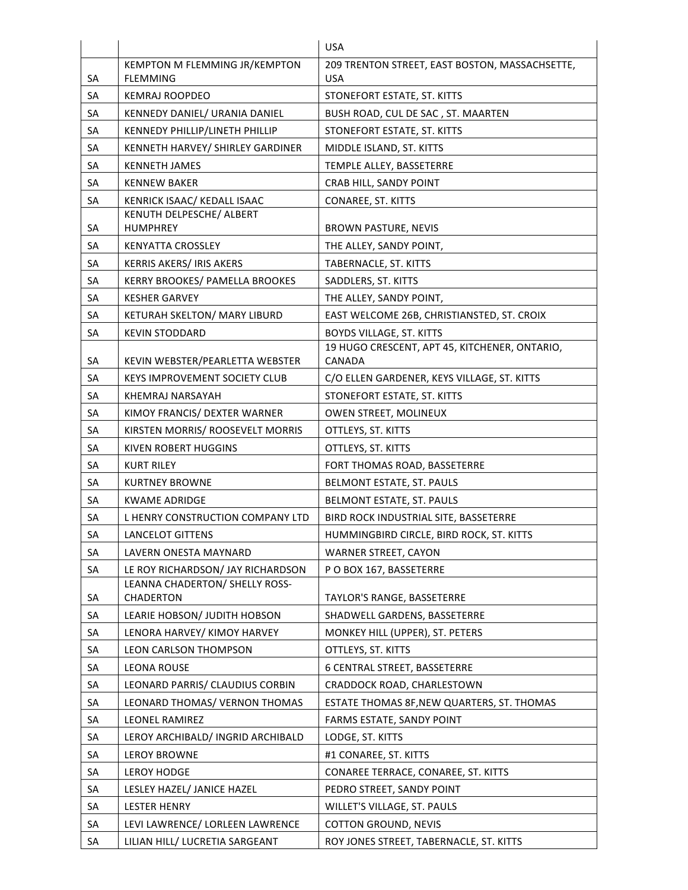| | | USA |
|---|---|---|
| SA | KEMPTON M FLEMMING JR/KEMPTON FLEMMING | 209 TRENTON STREET, EAST BOSTON, MASSACHSETTE, USA |
| SA | KEMRAJ ROOPDEO | STONEFORT ESTATE, ST. KITTS |
| SA | KENNEDY DANIEL/ URANIA DANIEL | BUSH ROAD, CUL DE SAC , ST. MAARTEN |
| SA | KENNEDY PHILLIP/LINETH PHILLIP | STONEFORT ESTATE, ST. KITTS |
| SA | KENNETH HARVEY/ SHIRLEY GARDINER | MIDDLE ISLAND, ST. KITTS |
| SA | KENNETH JAMES | TEMPLE ALLEY, BASSETERRE |
| SA | KENNEW BAKER | CRAB HILL, SANDY POINT |
| SA | KENRICK ISAAC/ KEDALL ISAAC | CONAREE, ST. KITTS |
| SA | KENUTH DELPESCHE/ ALBERT HUMPHREY | BROWN PASTURE, NEVIS |
| SA | KENYATTA CROSSLEY | THE ALLEY, SANDY POINT, |
| SA | KERRIS AKERS/ IRIS AKERS | TABERNACLE, ST. KITTS |
| SA | KERRY BROOKES/ PAMELLA BROOKES | SADDLERS, ST. KITTS |
| SA | KESHER GARVEY | THE ALLEY, SANDY POINT, |
| SA | KETURAH SKELTON/ MARY LIBURD | EAST WELCOME 26B, CHRISTIANSTED, ST. CROIX |
| SA | KEVIN STODDARD | BOYDS VILLAGE, ST. KITTS |
| SA | KEVIN WEBSTER/PEARLETTA WEBSTER | 19 HUGO CRESCENT, APT 45, KITCHENER, ONTARIO, CANADA |
| SA | KEYS IMPROVEMENT SOCIETY CLUB | C/O ELLEN GARDENER, KEYS VILLAGE, ST. KITTS |
| SA | KHEMRAJ NARSAYAH | STONEFORT ESTATE, ST. KITTS |
| SA | KIMOY FRANCIS/ DEXTER WARNER | OWEN STREET, MOLINEUX |
| SA | KIRSTEN MORRIS/ ROOSEVELT MORRIS | OTTLEYS, ST. KITTS |
| SA | KIVEN ROBERT HUGGINS | OTTLEYS, ST. KITTS |
| SA | KURT RILEY | FORT THOMAS ROAD, BASSETERRE |
| SA | KURTNEY BROWNE | BELMONT ESTATE, ST. PAULS |
| SA | KWAME ADRIDGE | BELMONT ESTATE, ST. PAULS |
| SA | L HENRY CONSTRUCTION COMPANY LTD | BIRD ROCK INDUSTRIAL SITE, BASSETERRE |
| SA | LANCELOT GITTENS | HUMMINGBIRD CIRCLE, BIRD ROCK, ST. KITTS |
| SA | LAVERN ONESTA MAYNARD | WARNER STREET, CAYON |
| SA | LE ROY RICHARDSON/ JAY RICHARDSON | P O BOX 167, BASSETERRE |
| SA | LEANNA CHADERTON/ SHELLY ROSS-CHADERTON | TAYLOR'S RANGE, BASSETERRE |
| SA | LEARIE HOBSON/ JUDITH HOBSON | SHADWELL GARDENS, BASSETERRE |
| SA | LENORA HARVEY/ KIMOY HARVEY | MONKEY HILL (UPPER), ST. PETERS |
| SA | LEON CARLSON THOMPSON | OTTLEYS, ST. KITTS |
| SA | LEONA ROUSE | 6 CENTRAL STREET, BASSETERRE |
| SA | LEONARD PARRIS/ CLAUDIUS CORBIN | CRADDOCK ROAD, CHARLESTOWN |
| SA | LEONARD THOMAS/ VERNON THOMAS | ESTATE THOMAS 8F,NEW QUARTERS, ST. THOMAS |
| SA | LEONEL RAMIREZ | FARMS ESTATE, SANDY POINT |
| SA | LEROY ARCHIBALD/ INGRID ARCHIBALD | LODGE, ST. KITTS |
| SA | LEROY BROWNE | #1 CONAREE, ST. KITTS |
| SA | LEROY HODGE | CONAREE TERRACE, CONAREE, ST. KITTS |
| SA | LESLEY HAZEL/ JANICE HAZEL | PEDRO STREET, SANDY POINT |
| SA | LESTER HENRY | WILLET'S VILLAGE, ST. PAULS |
| SA | LEVI LAWRENCE/ LORLEEN LAWRENCE | COTTON GROUND, NEVIS |
| SA | LILIAN HILL/ LUCRETIA SARGEANT | ROY JONES STREET, TABERNACLE, ST. KITTS |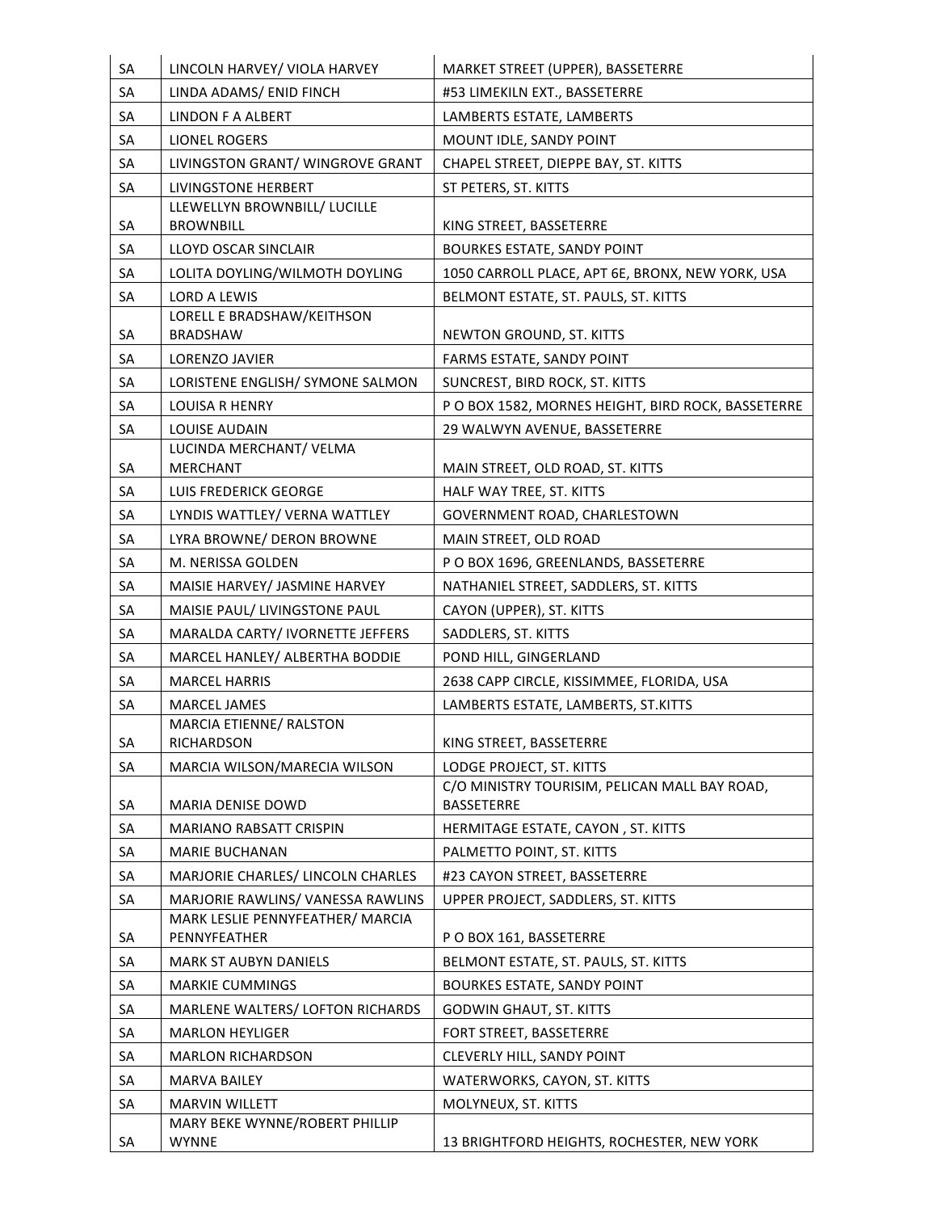| SA | LINCOLN HARVEY/ VIOLA HARVEY | MARKET STREET (UPPER), BASSETERRE |
|---|---|---|
| SA | LINDA ADAMS/ ENID FINCH | #53 LIMEKILN EXT., BASSETERRE |
| SA | LINDON F A ALBERT | LAMBERTS ESTATE, LAMBERTS |
| SA | LIONEL ROGERS | MOUNT IDLE, SANDY POINT |
| SA | LIVINGSTON GRANT/ WINGROVE GRANT | CHAPEL STREET, DIEPPE BAY, ST. KITTS |
| SA | LIVINGSTONE HERBERT | ST PETERS, ST. KITTS |
| SA | LLEWELLYN BROWNBILL/ LUCILLE BROWNBILL | KING STREET, BASSETERRE |
| SA | LLOYD OSCAR SINCLAIR | BOURKES ESTATE, SANDY POINT |
| SA | LOLITA DOYLING/WILMOTH DOYLING | 1050 CARROLL PLACE, APT 6E, BRONX, NEW YORK, USA |
| SA | LORD A LEWIS | BELMONT ESTATE, ST. PAULS, ST. KITTS |
| SA | LORELL E BRADSHAW/KEITHSON BRADSHAW | NEWTON GROUND, ST. KITTS |
| SA | LORENZO JAVIER | FARMS ESTATE, SANDY POINT |
| SA | LORISTENE ENGLISH/ SYMONE SALMON | SUNCREST, BIRD ROCK, ST. KITTS |
| SA | LOUISA R HENRY | P O BOX 1582, MORNES HEIGHT, BIRD ROCK, BASSETERRE |
| SA | LOUISE AUDAIN | 29 WALWYN AVENUE, BASSETERRE |
| SA | LUCINDA MERCHANT/ VELMA MERCHANT | MAIN STREET, OLD ROAD, ST. KITTS |
| SA | LUIS FREDERICK GEORGE | HALF WAY TREE, ST. KITTS |
| SA | LYNDIS WATTLEY/ VERNA WATTLEY | GOVERNMENT ROAD, CHARLESTOWN |
| SA | LYRA BROWNE/ DERON BROWNE | MAIN STREET, OLD ROAD |
| SA | M. NERISSA GOLDEN | P O BOX 1696, GREENLANDS, BASSETERRE |
| SA | MAISIE HARVEY/ JASMINE HARVEY | NATHANIEL STREET, SADDLERS, ST. KITTS |
| SA | MAISIE PAUL/ LIVINGSTONE PAUL | CAYON (UPPER), ST. KITTS |
| SA | MARALDA CARTY/ IVORNETTE JEFFERS | SADDLERS, ST. KITTS |
| SA | MARCEL HANLEY/ ALBERTHA BODDIE | POND HILL, GINGERLAND |
| SA | MARCEL HARRIS | 2638 CAPP CIRCLE, KISSIMMEE, FLORIDA, USA |
| SA | MARCEL JAMES | LAMBERTS ESTATE, LAMBERTS, ST.KITTS |
| SA | MARCIA ETIENNE/ RALSTON RICHARDSON | KING STREET, BASSETERRE |
| SA | MARCIA WILSON/MARECIA WILSON | LODGE PROJECT, ST. KITTS |
| SA | MARIA DENISE DOWD | C/O MINISTRY TOURISIM, PELICAN MALL BAY ROAD, BASSETERRE |
| SA | MARIANO RABSATT CRISPIN | HERMITAGE ESTATE, CAYON , ST. KITTS |
| SA | MARIE BUCHANAN | PALMETTO POINT, ST. KITTS |
| SA | MARJORIE CHARLES/ LINCOLN CHARLES | #23 CAYON STREET, BASSETERRE |
| SA | MARJORIE RAWLINS/ VANESSA RAWLINS | UPPER PROJECT, SADDLERS, ST. KITTS |
| SA | MARK LESLIE PENNYFEATHER/ MARCIA PENNYFEATHER | P O BOX 161, BASSETERRE |
| SA | MARK ST AUBYN DANIELS | BELMONT ESTATE, ST. PAULS, ST. KITTS |
| SA | MARKIE CUMMINGS | BOURKES ESTATE, SANDY POINT |
| SA | MARLENE WALTERS/ LOFTON RICHARDS | GODWIN GHAUT, ST. KITTS |
| SA | MARLON HEYLIGER | FORT STREET, BASSETERRE |
| SA | MARLON RICHARDSON | CLEVERLY HILL, SANDY POINT |
| SA | MARVA BAILEY | WATERWORKS, CAYON, ST. KITTS |
| SA | MARVIN WILLETT | MOLYNEUX, ST. KITTS |
| SA | MARY BEKE WYNNE/ROBERT PHILLIP WYNNE | 13 BRIGHTFORD HEIGHTS, ROCHESTER, NEW YORK |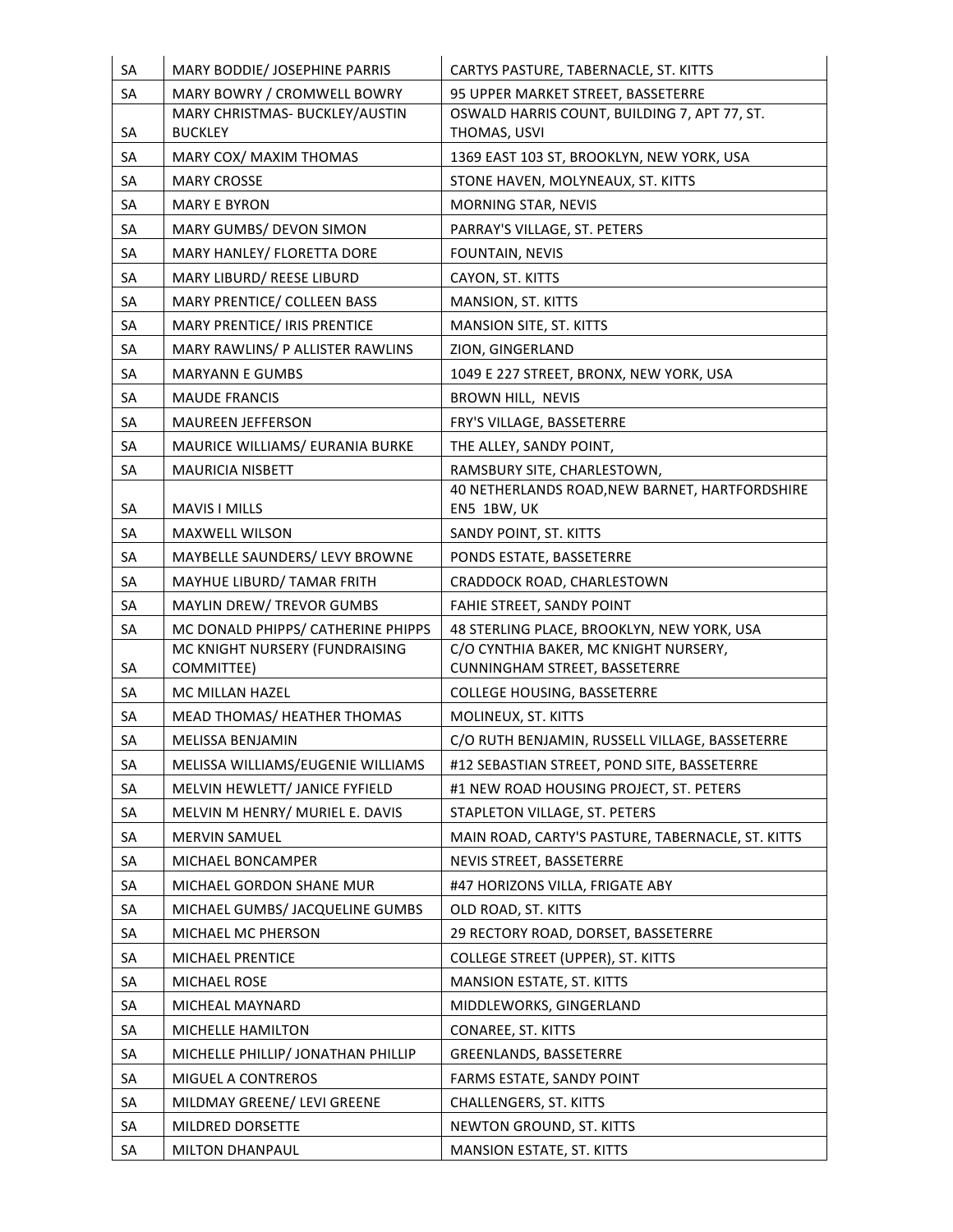| SA | MARY BODDIE/ JOSEPHINE PARRIS | CARTYS PASTURE, TABERNACLE, ST. KITTS |
|---|---|---|
| SA | MARY BOWRY / CROMWELL BOWRY | 95 UPPER MARKET STREET, BASSETERRE |
| SA | MARY CHRISTMAS- BUCKLEY/AUSTIN BUCKLEY | OSWALD HARRIS COUNT, BUILDING 7, APT 77, ST. THOMAS, USVI |
| SA | MARY COX/ MAXIM THOMAS | 1369 EAST 103 ST, BROOKLYN, NEW YORK, USA |
| SA | MARY CROSSE | STONE HAVEN, MOLYNEAUX, ST. KITTS |
| SA | MARY E BYRON | MORNING STAR, NEVIS |
| SA | MARY GUMBS/ DEVON SIMON | PARRAY'S VILLAGE, ST. PETERS |
| SA | MARY HANLEY/ FLORETTA DORE | FOUNTAIN, NEVIS |
| SA | MARY LIBURD/ REESE LIBURD | CAYON, ST. KITTS |
| SA | MARY PRENTICE/ COLLEEN BASS | MANSION, ST. KITTS |
| SA | MARY PRENTICE/ IRIS PRENTICE | MANSION SITE, ST. KITTS |
| SA | MARY RAWLINS/ P ALLISTER RAWLINS | ZION, GINGERLAND |
| SA | MARYANN E GUMBS | 1049 E 227 STREET, BRONX, NEW YORK, USA |
| SA | MAUDE FRANCIS | BROWN HILL, NEVIS |
| SA | MAUREEN JEFFERSON | FRY'S VILLAGE, BASSETERRE |
| SA | MAURICE WILLIAMS/ EURANIA BURKE | THE ALLEY, SANDY POINT, |
| SA | MAURICIA NISBETT | RAMSBURY SITE, CHARLESTOWN, |
| SA | MAVIS I MILLS | 40 NETHERLANDS ROAD,NEW BARNET, HARTFORDSHIRE EN5 1BW, UK |
| SA | MAXWELL WILSON | SANDY POINT, ST. KITTS |
| SA | MAYBELLE SAUNDERS/ LEVY BROWNE | PONDS ESTATE, BASSETERRE |
| SA | MAYHUE LIBURD/ TAMAR FRITH | CRADDOCK ROAD, CHARLESTOWN |
| SA | MAYLIN DREW/ TREVOR GUMBS | FAHIE STREET, SANDY POINT |
| SA | MC DONALD PHIPPS/ CATHERINE PHIPPS | 48 STERLING PLACE, BROOKLYN, NEW YORK, USA |
| SA | MC KNIGHT NURSERY (FUNDRAISING COMMITTEE) | C/O CYNTHIA BAKER, MC KNIGHT NURSERY, CUNNINGHAM STREET, BASSETERRE |
| SA | MC MILLAN HAZEL | COLLEGE HOUSING, BASSETERRE |
| SA | MEAD THOMAS/ HEATHER THOMAS | MOLINEUX, ST. KITTS |
| SA | MELISSA BENJAMIN | C/O RUTH BENJAMIN, RUSSELL VILLAGE, BASSETERRE |
| SA | MELISSA WILLIAMS/EUGENIE WILLIAMS | #12 SEBASTIAN STREET, POND SITE, BASSETERRE |
| SA | MELVIN HEWLETT/ JANICE FYFIELD | #1 NEW ROAD HOUSING PROJECT, ST. PETERS |
| SA | MELVIN M HENRY/ MURIEL E. DAVIS | STAPLETON VILLAGE, ST. PETERS |
| SA | MERVIN SAMUEL | MAIN ROAD, CARTY'S PASTURE, TABERNACLE, ST. KITTS |
| SA | MICHAEL BONCAMPER | NEVIS STREET, BASSETERRE |
| SA | MICHAEL GORDON SHANE MUR | #47 HORIZONS VILLA, FRIGATE ABY |
| SA | MICHAEL GUMBS/ JACQUELINE GUMBS | OLD ROAD, ST. KITTS |
| SA | MICHAEL MC PHERSON | 29 RECTORY ROAD, DORSET, BASSETERRE |
| SA | MICHAEL PRENTICE | COLLEGE STREET (UPPER), ST. KITTS |
| SA | MICHAEL ROSE | MANSION ESTATE, ST. KITTS |
| SA | MICHEAL MAYNARD | MIDDLEWORKS, GINGERLAND |
| SA | MICHELLE HAMILTON | CONAREE, ST. KITTS |
| SA | MICHELLE PHILLIP/ JONATHAN PHILLIP | GREENLANDS, BASSETERRE |
| SA | MIGUEL A CONTREROS | FARMS ESTATE, SANDY POINT |
| SA | MILDMAY GREENE/ LEVI GREENE | CHALLENGERS, ST. KITTS |
| SA | MILDRED DORSETTE | NEWTON GROUND, ST. KITTS |
| SA | MILTON DHANPAUL | MANSION ESTATE, ST. KITTS |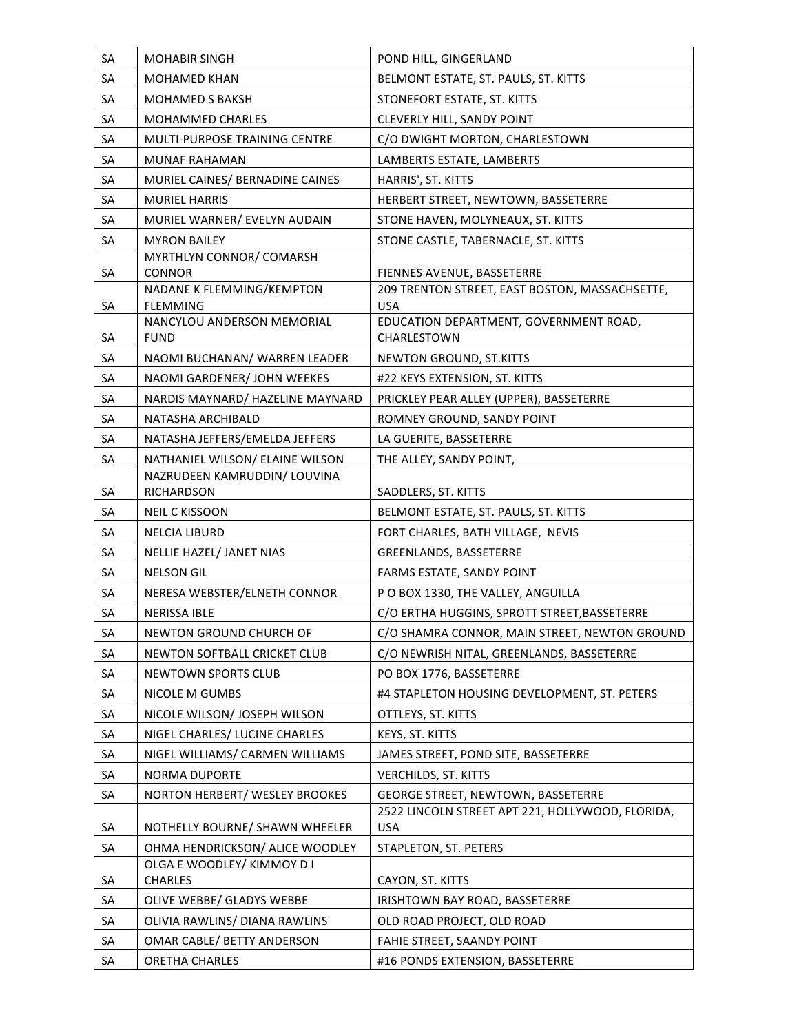| SA | MOHABIR SINGH | POND HILL, GINGERLAND |
|---|---|---|
| SA | MOHAMED KHAN | BELMONT ESTATE, ST. PAULS, ST. KITTS |
| SA | MOHAMED S BAKSH | STONEFORT ESTATE, ST. KITTS |
| SA | MOHAMMED CHARLES | CLEVERLY HILL, SANDY POINT |
| SA | MULTI-PURPOSE TRAINING CENTRE | C/O DWIGHT MORTON, CHARLESTOWN |
| SA | MUNAF RAHAMAN | LAMBERTS ESTATE, LAMBERTS |
| SA | MURIEL CAINES/ BERNADINE CAINES | HARRIS', ST. KITTS |
| SA | MURIEL HARRIS | HERBERT STREET, NEWTOWN, BASSETERRE |
| SA | MURIEL WARNER/ EVELYN AUDAIN | STONE HAVEN, MOLYNEAUX, ST. KITTS |
| SA | MYRON BAILEY | STONE CASTLE, TABERNACLE, ST. KITTS |
| SA | MYRTHLYN CONNOR/ COMARSH CONNOR | FIENNES AVENUE, BASSETERRE |
| SA | NADANE K FLEMMING/KEMPTON FLEMMING | 209 TRENTON STREET, EAST BOSTON, MASSACHSETTE, USA |
| SA | NANCYLOU ANDERSON MEMORIAL FUND | EDUCATION DEPARTMENT, GOVERNMENT ROAD, CHARLESTOWN |
| SA | NAOMI BUCHANAN/ WARREN LEADER | NEWTON GROUND, ST.KITTS |
| SA | NAOMI GARDENER/ JOHN WEEKES | #22 KEYS EXTENSION, ST. KITTS |
| SA | NARDIS MAYNARD/ HAZELINE MAYNARD | PRICKLEY PEAR ALLEY (UPPER), BASSETERRE |
| SA | NATASHA ARCHIBALD | ROMNEY GROUND, SANDY POINT |
| SA | NATASHA JEFFERS/EMELDA JEFFERS | LA GUERITE, BASSETERRE |
| SA | NATHANIEL WILSON/ ELAINE WILSON | THE ALLEY, SANDY POINT, |
| SA | NAZRUDEEN KAMRUDDIN/ LOUVINA RICHARDSON | SADDLERS, ST. KITTS |
| SA | NEIL C KISSOON | BELMONT ESTATE, ST. PAULS, ST. KITTS |
| SA | NELCIA LIBURD | FORT CHARLES, BATH VILLAGE, NEVIS |
| SA | NELLIE HAZEL/ JANET NIAS | GREENLANDS, BASSETERRE |
| SA | NELSON GIL | FARMS ESTATE, SANDY POINT |
| SA | NERESA WEBSTER/ELNETH CONNOR | P O BOX 1330, THE VALLEY, ANGUILLA |
| SA | NERISSA IBLE | C/O ERTHA HUGGINS, SPROTT STREET,BASSETERRE |
| SA | NEWTON GROUND CHURCH OF | C/O SHAMRA CONNOR, MAIN STREET, NEWTON GROUND |
| SA | NEWTON SOFTBALL CRICKET CLUB | C/O NEWRISH NITAL, GREENLANDS, BASSETERRE |
| SA | NEWTOWN SPORTS CLUB | PO BOX 1776, BASSETERRE |
| SA | NICOLE M GUMBS | #4 STAPLETON HOUSING DEVELOPMENT, ST. PETERS |
| SA | NICOLE WILSON/ JOSEPH WILSON | OTTLEYS, ST. KITTS |
| SA | NIGEL CHARLES/ LUCINE CHARLES | KEYS, ST. KITTS |
| SA | NIGEL WILLIAMS/ CARMEN WILLIAMS | JAMES STREET, POND SITE, BASSETERRE |
| SA | NORMA DUPORTE | VERCHILDS, ST. KITTS |
| SA | NORTON HERBERT/ WESLEY BROOKES | GEORGE STREET, NEWTOWN, BASSETERRE |
| SA | NOTHELLY BOURNE/ SHAWN WHEELER | 2522 LINCOLN STREET APT 221, HOLLYWOOD, FLORIDA, USA |
| SA | OHMA HENDRICKSON/ ALICE WOODLEY | STAPLETON, ST. PETERS |
| SA | OLGA E WOODLEY/ KIMMOY D I CHARLES | CAYON, ST. KITTS |
| SA | OLIVE WEBBE/ GLADYS WEBBE | IRISHTOWN BAY ROAD, BASSETERRE |
| SA | OLIVIA RAWLINS/ DIANA RAWLINS | OLD ROAD PROJECT, OLD ROAD |
| SA | OMAR CABLE/ BETTY ANDERSON | FAHIE STREET, SAANDY POINT |
| SA | ORETHA CHARLES | #16 PONDS EXTENSION, BASSETERRE |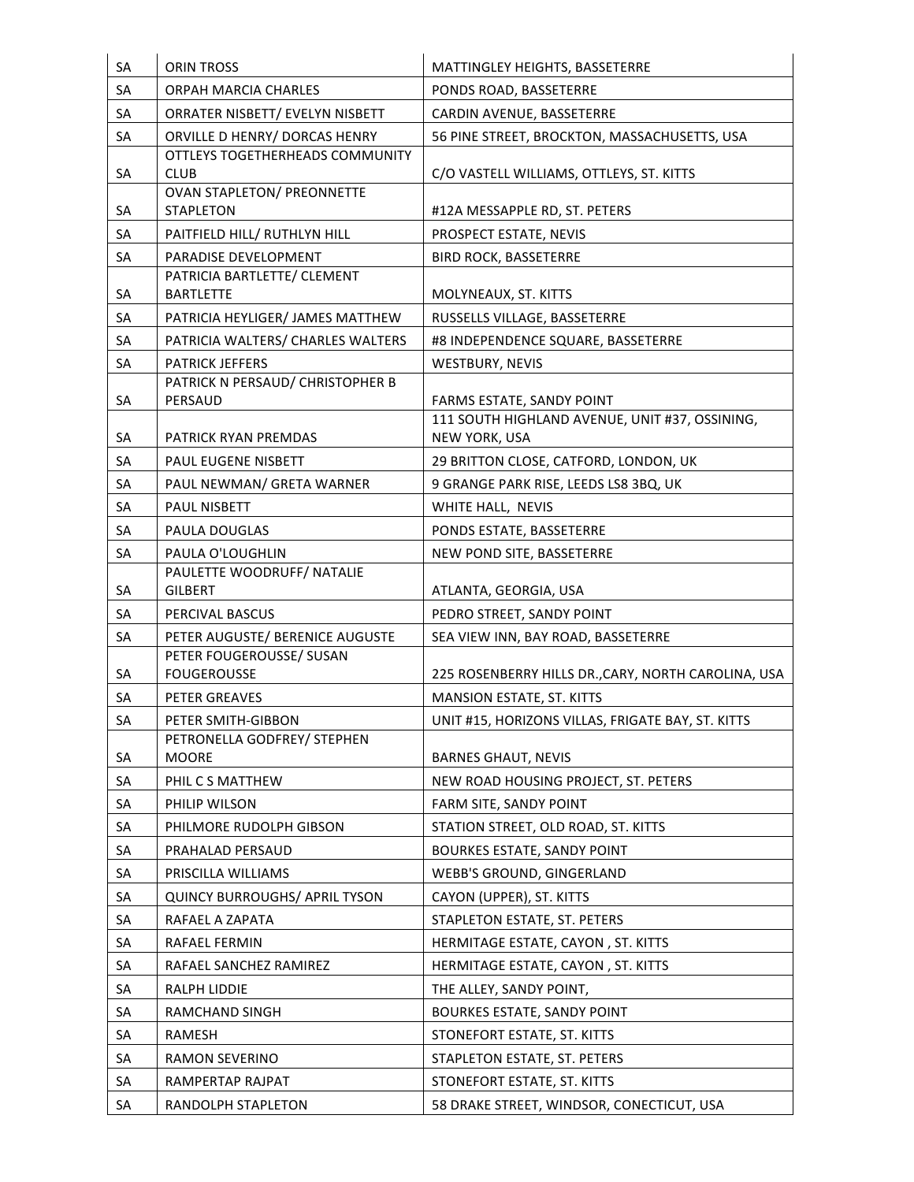| SA | ORIN TROSS | MATTINGLEY HEIGHTS, BASSETERRE |
|---|---|---|
| SA | ORPAH MARCIA CHARLES | PONDS ROAD, BASSETERRE |
| SA | ORRATER NISBETT/ EVELYN NISBETT | CARDIN AVENUE, BASSETERRE |
| SA | ORVILLE D HENRY/ DORCAS HENRY | 56 PINE STREET, BROCKTON, MASSACHUSETTS, USA |
| SA | OTTLEYS TOGETHERHEADS COMMUNITY CLUB | C/O VASTELL WILLIAMS, OTTLEYS, ST. KITTS |
| SA | OVAN STAPLETON/ PREONNETTE STAPLETON | #12A MESSAPPLE RD, ST. PETERS |
| SA | PAITFIELD HILL/ RUTHLYN HILL | PROSPECT ESTATE, NEVIS |
| SA | PARADISE DEVELOPMENT | BIRD ROCK, BASSETERRE |
| SA | PATRICIA BARTLETTE/ CLEMENT BARTLETTE | MOLYNEAUX, ST. KITTS |
| SA | PATRICIA HEYLIGER/ JAMES MATTHEW | RUSSELLS VILLAGE, BASSETERRE |
| SA | PATRICIA WALTERS/ CHARLES WALTERS | #8 INDEPENDENCE SQUARE, BASSETERRE |
| SA | PATRICK JEFFERS | WESTBURY, NEVIS |
| SA | PATRICK N PERSAUD/ CHRISTOPHER B PERSAUD | FARMS ESTATE, SANDY POINT |
| SA | PATRICK RYAN PREMDAS | 111 SOUTH HIGHLAND AVENUE, UNIT #37, OSSINING, NEW YORK, USA |
| SA | PAUL EUGENE NISBETT | 29 BRITTON CLOSE, CATFORD, LONDON, UK |
| SA | PAUL NEWMAN/ GRETA WARNER | 9 GRANGE PARK RISE, LEEDS LS8 3BQ, UK |
| SA | PAUL NISBETT | WHITE HALL, NEVIS |
| SA | PAULA DOUGLAS | PONDS ESTATE, BASSETERRE |
| SA | PAULA O'LOUGHLIN | NEW POND SITE, BASSETERRE |
| SA | PAULETTE WOODRUFF/ NATALIE GILBERT | ATLANTA, GEORGIA, USA |
| SA | PERCIVAL BASCUS | PEDRO STREET, SANDY POINT |
| SA | PETER AUGUSTE/ BERENICE AUGUSTE | SEA VIEW INN, BAY ROAD, BASSETERRE |
| SA | PETER FOUGEROUSSE/ SUSAN FOUGEROUSSE | 225 ROSENBERRY HILLS DR.,CARY, NORTH CAROLINA, USA |
| SA | PETER GREAVES | MANSION ESTATE, ST. KITTS |
| SA | PETER SMITH-GIBBON | UNIT #15, HORIZONS VILLAS, FRIGATE BAY, ST. KITTS |
| SA | PETRONELLA GODFREY/ STEPHEN MOORE | BARNES GHAUT, NEVIS |
| SA | PHIL C S MATTHEW | NEW ROAD HOUSING PROJECT, ST. PETERS |
| SA | PHILIP WILSON | FARM SITE, SANDY POINT |
| SA | PHILMORE RUDOLPH GIBSON | STATION STREET, OLD ROAD, ST. KITTS |
| SA | PRAHALAD PERSAUD | BOURKES ESTATE, SANDY POINT |
| SA | PRISCILLA WILLIAMS | WEBB'S GROUND, GINGERLAND |
| SA | QUINCY BURROUGHS/ APRIL TYSON | CAYON (UPPER), ST. KITTS |
| SA | RAFAEL A ZAPATA | STAPLETON ESTATE, ST. PETERS |
| SA | RAFAEL FERMIN | HERMITAGE ESTATE, CAYON , ST. KITTS |
| SA | RAFAEL SANCHEZ RAMIREZ | HERMITAGE ESTATE, CAYON , ST. KITTS |
| SA | RALPH LIDDIE | THE ALLEY, SANDY POINT, |
| SA | RAMCHAND SINGH | BOURKES ESTATE, SANDY POINT |
| SA | RAMESH | STONEFORT ESTATE, ST. KITTS |
| SA | RAMON SEVERINO | STAPLETON ESTATE, ST. PETERS |
| SA | RAMPERTAP RAJPAT | STONEFORT ESTATE, ST. KITTS |
| SA | RANDOLPH STAPLETON | 58 DRAKE STREET, WINDSOR, CONECTICUT, USA |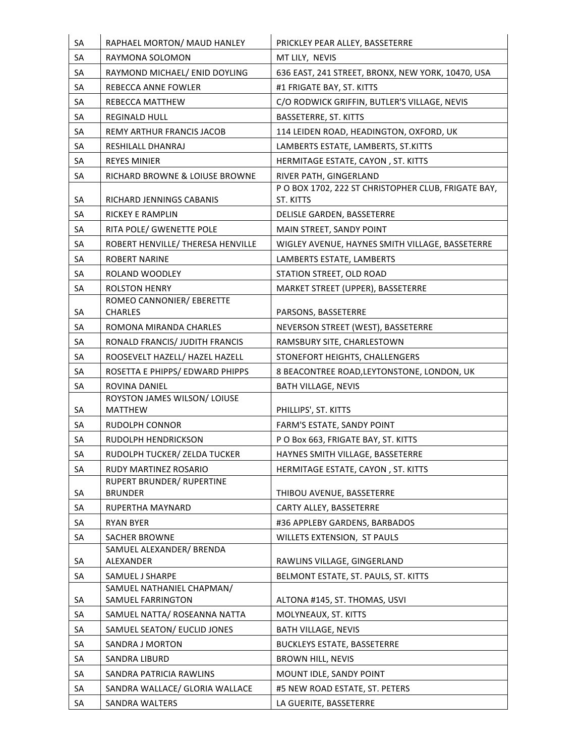| SA | RAPHAEL MORTON/ MAUD HANLEY | PRICKLEY PEAR ALLEY, BASSETERRE |
|---|---|---|
| SA | RAYMONA SOLOMON | MT LILY, NEVIS |
| SA | RAYMOND MICHAEL/ ENID DOYLING | 636 EAST, 241 STREET, BRONX, NEW YORK, 10470, USA |
| SA | REBECCA ANNE FOWLER | #1 FRIGATE BAY, ST. KITTS |
| SA | REBECCA MATTHEW | C/O RODWICK GRIFFIN, BUTLER'S VILLAGE, NEVIS |
| SA | REGINALD HULL | BASSETERRE, ST. KITTS |
| SA | REMY ARTHUR FRANCIS JACOB | 114 LEIDEN ROAD, HEADINGTON, OXFORD, UK |
| SA | RESHILALL DHANRAJ | LAMBERTS ESTATE, LAMBERTS, ST.KITTS |
| SA | REYES MINIER | HERMITAGE ESTATE, CAYON , ST. KITTS |
| SA | RICHARD BROWNE & LOIUSE BROWNE | RIVER PATH, GINGERLAND |
| SA | RICHARD JENNINGS CABANIS | P O BOX 1702, 222 ST CHRISTOPHER CLUB, FRIGATE BAY, ST. KITTS |
| SA | RICKEY E RAMPLIN | DELISLE GARDEN, BASSETERRE |
| SA | RITA POLE/ GWENETTE POLE | MAIN STREET, SANDY POINT |
| SA | ROBERT HENVILLE/ THERESA HENVILLE | WIGLEY AVENUE, HAYNES SMITH VILLAGE, BASSETERRE |
| SA | ROBERT NARINE | LAMBERTS ESTATE, LAMBERTS |
| SA | ROLAND WOODLEY | STATION STREET, OLD ROAD |
| SA | ROLSTON HENRY | MARKET STREET (UPPER), BASSETERRE |
| SA | ROMEO CANNONIER/ EBERETTE CHARLES | PARSONS, BASSETERRE |
| SA | ROMONA MIRANDA CHARLES | NEVERSON STREET (WEST), BASSETERRE |
| SA | RONALD FRANCIS/ JUDITH FRANCIS | RAMSBURY SITE, CHARLESTOWN |
| SA | ROOSEVELT HAZELL/ HAZEL HAZELL | STONEFORT HEIGHTS, CHALLENGERS |
| SA | ROSETTA E PHIPPS/ EDWARD PHIPPS | 8 BEACONTREE ROAD,LEYTONSTONE, LONDON, UK |
| SA | ROVINA DANIEL | BATH VILLAGE, NEVIS |
| SA | ROYSTON JAMES WILSON/ LOIUSE MATTHEW | PHILLIPS', ST. KITTS |
| SA | RUDOLPH CONNOR | FARM'S ESTATE, SANDY POINT |
| SA | RUDOLPH HENDRICKSON | P O Box 663, FRIGATE BAY, ST. KITTS |
| SA | RUDOLPH TUCKER/ ZELDA TUCKER | HAYNES SMITH VILLAGE, BASSETERRE |
| SA | RUDY MARTINEZ ROSARIO | HERMITAGE ESTATE, CAYON , ST. KITTS |
| SA | RUPERT BRUNDER/ RUPERTINE BRUNDER | THIBOU AVENUE, BASSETERRE |
| SA | RUPERTHA MAYNARD | CARTY ALLEY, BASSETERRE |
| SA | RYAN BYER | #36 APPLEBY GARDENS, BARBADOS |
| SA | SACHER BROWNE | WILLETS EXTENSION, ST PAULS |
| SA | SAMUEL ALEXANDER/ BRENDA ALEXANDER | RAWLINS VILLAGE, GINGERLAND |
| SA | SAMUEL J SHARPE | BELMONT ESTATE, ST. PAULS, ST. KITTS |
| SA | SAMUEL NATHANIEL CHAPMAN/ SAMUEL FARRINGTON | ALTONA #145, ST. THOMAS, USVI |
| SA | SAMUEL NATTA/ ROSEANNA NATTA | MOLYNEAUX, ST. KITTS |
| SA | SAMUEL SEATON/ EUCLID JONES | BATH VILLAGE, NEVIS |
| SA | SANDRA J MORTON | BUCKLEYS ESTATE, BASSETERRE |
| SA | SANDRA LIBURD | BROWN HILL, NEVIS |
| SA | SANDRA PATRICIA RAWLINS | MOUNT IDLE, SANDY POINT |
| SA | SANDRA WALLACE/ GLORIA WALLACE | #5 NEW ROAD ESTATE, ST. PETERS |
| SA | SANDRA WALTERS | LA GUERITE, BASSETERRE |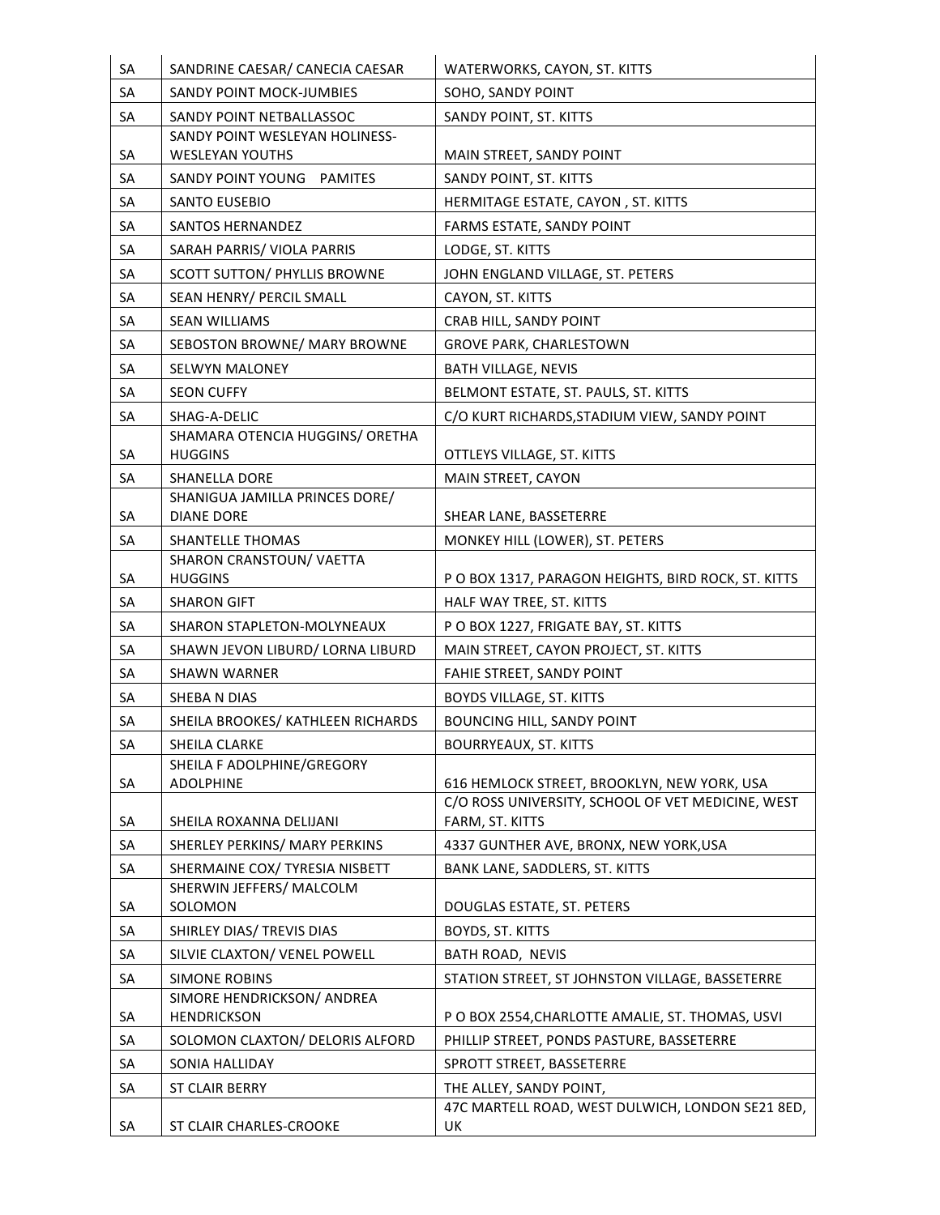| SA | SANDRINE CAESAR/ CANECIA CAESAR | WATERWORKS, CAYON, ST. KITTS |
|---|---|---|
| SA | SANDY POINT MOCK-JUMBIES | SOHO, SANDY POINT |
| SA | SANDY POINT NETBALLASSOC | SANDY POINT, ST. KITTS |
| SA | SANDY POINT WESLEYAN HOLINESS-WESLEYAN YOUTHS | MAIN STREET, SANDY POINT |
| SA | SANDY POINT YOUNG PAMITES | SANDY POINT, ST. KITTS |
| SA | SANTO EUSEBIO | HERMITAGE ESTATE, CAYON , ST. KITTS |
| SA | SANTOS HERNANDEZ | FARMS ESTATE, SANDY POINT |
| SA | SARAH PARRIS/ VIOLA PARRIS | LODGE, ST. KITTS |
| SA | SCOTT SUTTON/ PHYLLIS BROWNE | JOHN ENGLAND VILLAGE, ST. PETERS |
| SA | SEAN HENRY/ PERCIL SMALL | CAYON, ST. KITTS |
| SA | SEAN WILLIAMS | CRAB HILL, SANDY POINT |
| SA | SEBOSTON BROWNE/ MARY BROWNE | GROVE PARK, CHARLESTOWN |
| SA | SELWYN MALONEY | BATH VILLAGE, NEVIS |
| SA | SEON CUFFY | BELMONT ESTATE, ST. PAULS, ST. KITTS |
| SA | SHAG-A-DELIC | C/O KURT RICHARDS,STADIUM VIEW, SANDY POINT |
| SA | SHAMARA OTENCIA HUGGINS/ ORETHA HUGGINS | OTTLEYS VILLAGE, ST. KITTS |
| SA | SHANELLA DORE | MAIN STREET, CAYON |
| SA | SHANIGUA JAMILLA PRINCES DORE/ DIANE DORE | SHEAR LANE, BASSETERRE |
| SA | SHANTELLE THOMAS | MONKEY HILL (LOWER), ST. PETERS |
| SA | SHARON CRANSTOUN/ VAETTA HUGGINS | P O BOX 1317, PARAGON HEIGHTS, BIRD ROCK, ST. KITTS |
| SA | SHARON GIFT | HALF WAY TREE, ST. KITTS |
| SA | SHARON STAPLETON-MOLYNEAUX | P O BOX 1227, FRIGATE BAY, ST. KITTS |
| SA | SHAWN JEVON LIBURD/ LORNA LIBURD | MAIN STREET, CAYON PROJECT, ST. KITTS |
| SA | SHAWN WARNER | FAHIE STREET, SANDY POINT |
| SA | SHEBA N DIAS | BOYDS VILLAGE, ST. KITTS |
| SA | SHEILA BROOKES/ KATHLEEN RICHARDS | BOUNCING HILL, SANDY POINT |
| SA | SHEILA CLARKE | BOURRYEAUX, ST. KITTS |
| SA | SHEILA F ADOLPHINE/GREGORY ADOLPHINE | 616 HEMLOCK STREET, BROOKLYN, NEW YORK, USA |
| SA | SHEILA ROXANNA DELIJANI | C/O ROSS UNIVERSITY, SCHOOL OF VET MEDICINE, WEST FARM, ST. KITTS |
| SA | SHERLEY PERKINS/ MARY PERKINS | 4337 GUNTHER AVE, BRONX, NEW YORK,USA |
| SA | SHERMAINE COX/ TYRESIA NISBETT | BANK LANE, SADDLERS, ST. KITTS |
| SA | SHERWIN JEFFERS/ MALCOLM SOLOMON | DOUGLAS ESTATE, ST. PETERS |
| SA | SHIRLEY DIAS/ TREVIS DIAS | BOYDS, ST. KITTS |
| SA | SILVIE CLAXTON/ VENEL POWELL | BATH ROAD, NEVIS |
| SA | SIMONE ROBINS | STATION STREET, ST JOHNSTON VILLAGE, BASSETERRE |
| SA | SIMORE HENDRICKSON/ ANDREA HENDRICKSON | P O BOX 2554,CHARLOTTE AMALIE, ST. THOMAS, USVI |
| SA | SOLOMON CLAXTON/ DELORIS ALFORD | PHILLIP STREET, PONDS PASTURE, BASSETERRE |
| SA | SONIA HALLIDAY | SPROTT STREET, BASSETERRE |
| SA | ST CLAIR BERRY | THE ALLEY, SANDY POINT, |
| SA | ST CLAIR CHARLES-CROOKE | 47C MARTELL ROAD, WEST DULWICH, LONDON SE21 8ED, UK |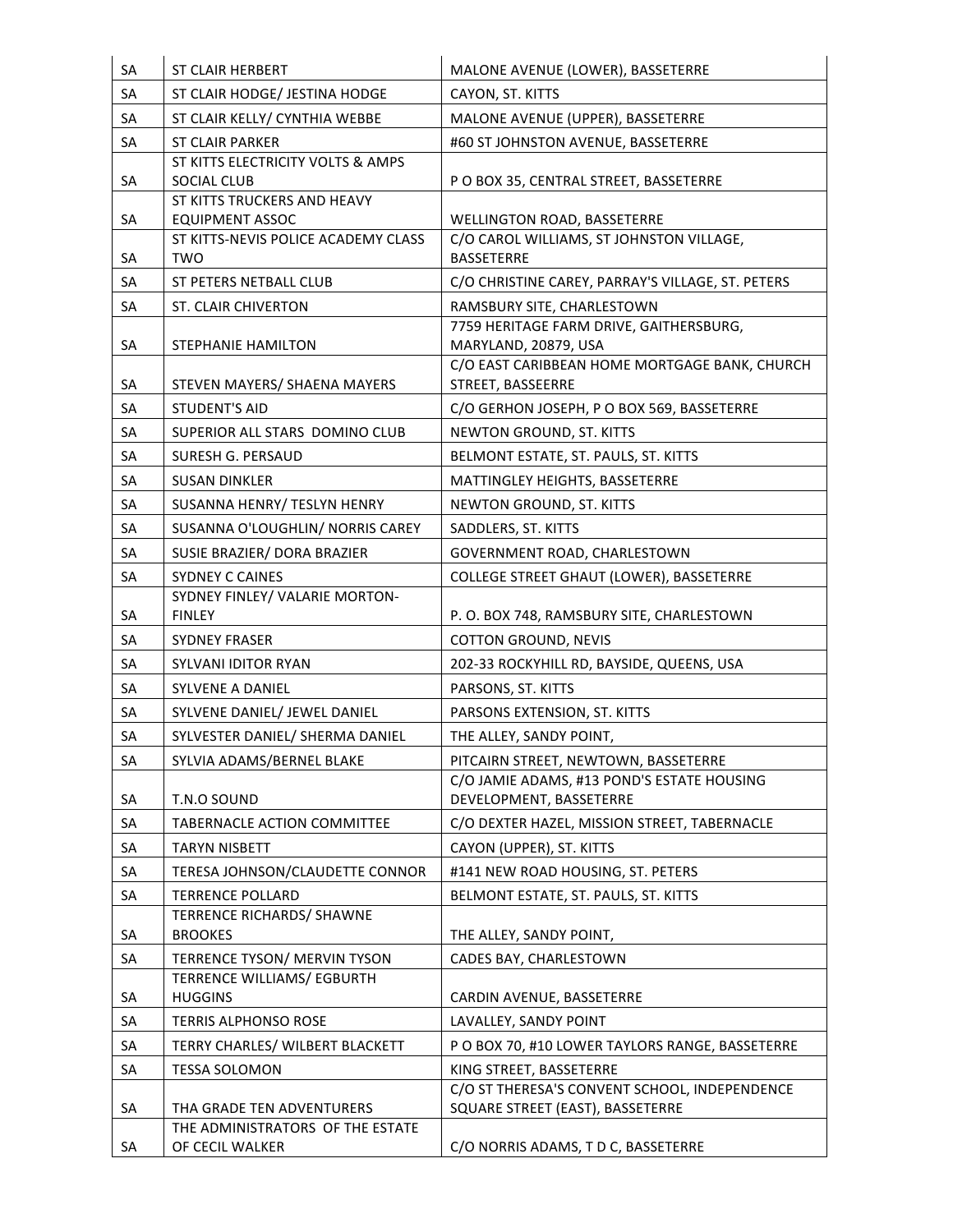| SA | ST CLAIR HERBERT | MALONE AVENUE (LOWER), BASSETERRE |
|---|---|---|
| SA | ST CLAIR HODGE/ JESTINA HODGE | CAYON, ST. KITTS |
| SA | ST CLAIR KELLY/ CYNTHIA WEBBE | MALONE AVENUE (UPPER), BASSETERRE |
| SA | ST CLAIR PARKER | #60 ST JOHNSTON AVENUE, BASSETERRE |
| SA | ST KITTS ELECTRICITY VOLTS & AMPS SOCIAL CLUB | P O BOX 35, CENTRAL STREET, BASSETERRE |
| SA | ST KITTS TRUCKERS AND HEAVY EQUIPMENT ASSOC | WELLINGTON ROAD, BASSETERRE |
| SA | ST KITTS-NEVIS POLICE ACADEMY CLASS TWO | C/O CAROL WILLIAMS, ST JOHNSTON VILLAGE, BASSETERRE |
| SA | ST PETERS NETBALL CLUB | C/O CHRISTINE CAREY, PARRAY'S VILLAGE, ST. PETERS |
| SA | ST. CLAIR CHIVERTON | RAMSBURY SITE, CHARLESTOWN |
| SA | STEPHANIE HAMILTON | 7759 HERITAGE FARM DRIVE, GAITHERSBURG, MARYLAND, 20879, USA |
| SA | STEVEN MAYERS/ SHAENA MAYERS | C/O EAST CARIBBEAN HOME MORTGAGE BANK, CHURCH STREET, BASSEERRE |
| SA | STUDENT'S AID | C/O GERHON JOSEPH, P O BOX 569, BASSETERRE |
| SA | SUPERIOR ALL STARS DOMINO CLUB | NEWTON GROUND, ST. KITTS |
| SA | SURESH G. PERSAUD | BELMONT ESTATE, ST. PAULS, ST. KITTS |
| SA | SUSAN DINKLER | MATTINGLEY HEIGHTS, BASSETERRE |
| SA | SUSANNA HENRY/ TESLYN HENRY | NEWTON GROUND, ST. KITTS |
| SA | SUSANNA O'LOUGHLIN/ NORRIS CAREY | SADDLERS, ST. KITTS |
| SA | SUSIE BRAZIER/ DORA BRAZIER | GOVERNMENT ROAD, CHARLESTOWN |
| SA | SYDNEY C CAINES | COLLEGE STREET GHAUT (LOWER), BASSETERRE |
| SA | SYDNEY FINLEY/ VALARIE MORTON-FINLEY | P. O. BOX 748, RAMSBURY SITE, CHARLESTOWN |
| SA | SYDNEY FRASER | COTTON GROUND, NEVIS |
| SA | SYLVANI IDITOR RYAN | 202-33 ROCKYHILL RD, BAYSIDE, QUEENS, USA |
| SA | SYLVENE A DANIEL | PARSONS, ST. KITTS |
| SA | SYLVENE DANIEL/ JEWEL DANIEL | PARSONS EXTENSION, ST. KITTS |
| SA | SYLVESTER DANIEL/ SHERMA DANIEL | THE ALLEY, SANDY POINT, |
| SA | SYLVIA ADAMS/BERNEL BLAKE | PITCAIRN STREET, NEWTOWN, BASSETERRE |
| SA | T.N.O SOUND | C/O JAMIE ADAMS, #13 POND'S ESTATE HOUSING DEVELOPMENT, BASSETERRE |
| SA | TABERNACLE ACTION COMMITTEE | C/O DEXTER HAZEL, MISSION STREET, TABERNACLE |
| SA | TARYN NISBETT | CAYON (UPPER), ST. KITTS |
| SA | TERESA JOHNSON/CLAUDETTE CONNOR | #141 NEW ROAD HOUSING, ST. PETERS |
| SA | TERRENCE POLLARD | BELMONT ESTATE, ST. PAULS, ST. KITTS |
| SA | TERRENCE RICHARDS/ SHAWNE BROOKES | THE ALLEY, SANDY POINT, |
| SA | TERRENCE TYSON/ MERVIN TYSON | CADES BAY, CHARLESTOWN |
| SA | TERRENCE WILLIAMS/ EGBURTH HUGGINS | CARDIN AVENUE, BASSETERRE |
| SA | TERRIS ALPHONSO ROSE | LAVALLEY, SANDY POINT |
| SA | TERRY CHARLES/ WILBERT BLACKETT | P O BOX 70, #10 LOWER TAYLORS RANGE, BASSETERRE |
| SA | TESSA SOLOMON | KING STREET, BASSETERRE |
| SA | THA GRADE TEN ADVENTURERS | C/O ST THERESA'S CONVENT SCHOOL, INDEPENDENCE SQUARE STREET (EAST), BASSETERRE |
| SA | THE ADMINISTRATORS OF THE ESTATE OF CECIL WALKER | C/O NORRIS ADAMS, T D C, BASSETERRE |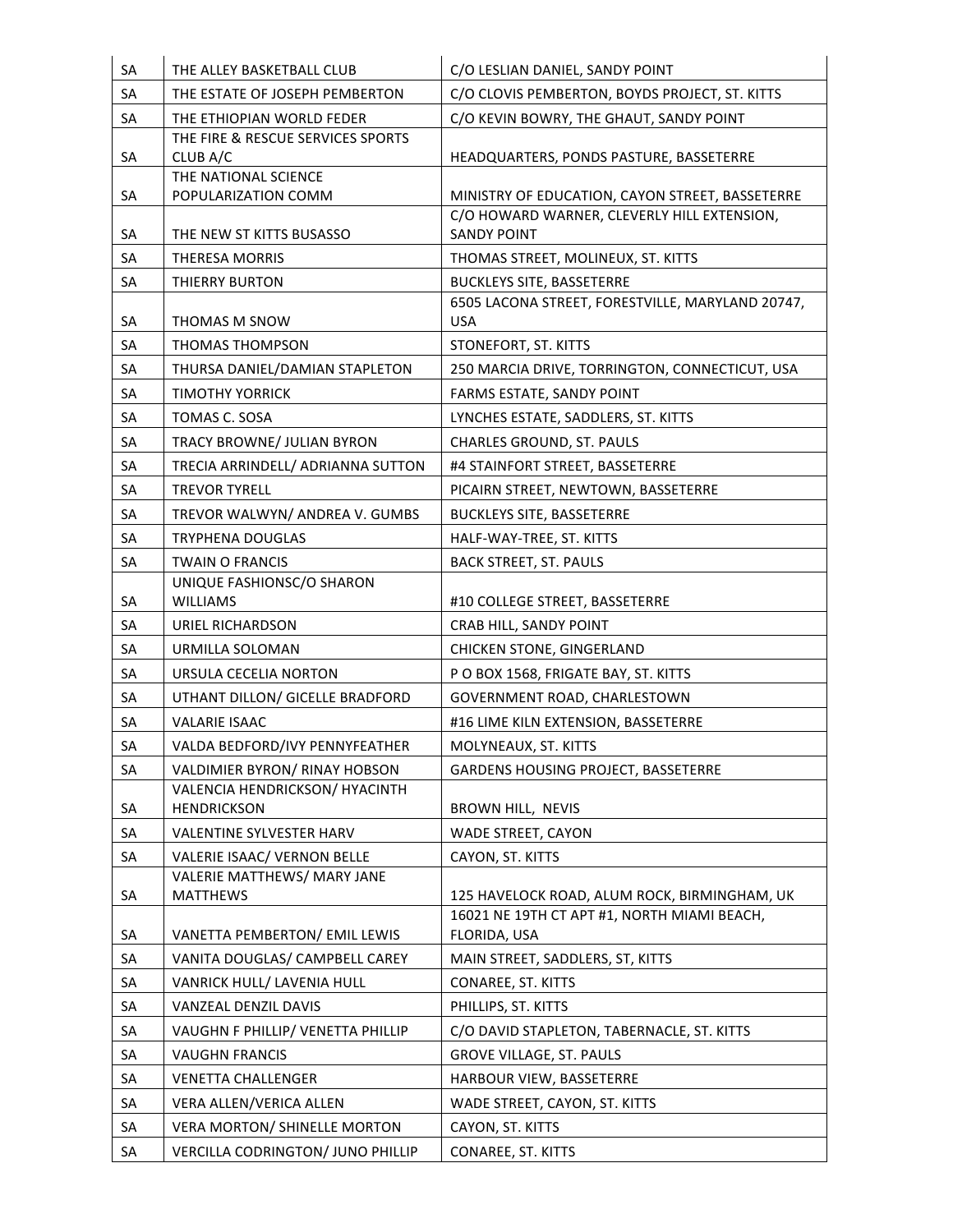| | | |
|---|---|---|
| SA | THE ALLEY BASKETBALL CLUB | C/O LESLIAN DANIEL, SANDY POINT |
| SA | THE ESTATE OF JOSEPH PEMBERTON | C/O CLOVIS PEMBERTON, BOYDS PROJECT, ST. KITTS |
| SA | THE ETHIOPIAN WORLD FEDER | C/O KEVIN BOWRY, THE GHAUT, SANDY POINT |
| SA | THE FIRE & RESCUE SERVICES SPORTS CLUB A/C | HEADQUARTERS, PONDS PASTURE, BASSETERRE |
| SA | THE NATIONAL SCIENCE POPULARIZATION COMM | MINISTRY OF EDUCATION, CAYON STREET, BASSETERRE |
| SA | THE NEW ST KITTS BUSASSO | C/O HOWARD WARNER, CLEVERLY HILL EXTENSION, SANDY POINT |
| SA | THERESA MORRIS | THOMAS STREET, MOLINEUX, ST. KITTS |
| SA | THIERRY BURTON | BUCKLEYS SITE, BASSETERRE |
| SA | THOMAS M SNOW | 6505 LACONA STREET, FORESTVILLE, MARYLAND 20747, USA |
| SA | THOMAS THOMPSON | STONEFORT, ST. KITTS |
| SA | THURSA DANIEL/DAMIAN STAPLETON | 250 MARCIA DRIVE, TORRINGTON, CONNECTICUT, USA |
| SA | TIMOTHY YORRICK | FARMS ESTATE, SANDY POINT |
| SA | TOMAS C. SOSA | LYNCHES ESTATE, SADDLERS, ST. KITTS |
| SA | TRACY BROWNE/ JULIAN BYRON | CHARLES GROUND, ST. PAULS |
| SA | TRECIA ARRINDELL/ ADRIANNA SUTTON | #4 STAINFORT STREET, BASSETERRE |
| SA | TREVOR TYRELL | PICAIRN STREET, NEWTOWN, BASSETERRE |
| SA | TREVOR WALWYN/ ANDREA V. GUMBS | BUCKLEYS SITE, BASSETERRE |
| SA | TRYPHENA DOUGLAS | HALF-WAY-TREE, ST. KITTS |
| SA | TWAIN O FRANCIS | BACK STREET, ST. PAULS |
| SA | UNIQUE FASHIONSC/O SHARON WILLIAMS | #10 COLLEGE STREET, BASSETERRE |
| SA | URIEL RICHARDSON | CRAB HILL, SANDY POINT |
| SA | URMILLA SOLOMAN | CHICKEN STONE, GINGERLAND |
| SA | URSULA CECELIA NORTON | P O BOX 1568, FRIGATE BAY, ST. KITTS |
| SA | UTHANT DILLON/ GICELLE BRADFORD | GOVERNMENT ROAD, CHARLESTOWN |
| SA | VALARIE ISAAC | #16 LIME KILN EXTENSION, BASSETERRE |
| SA | VALDA BEDFORD/IVY PENNYFEATHER | MOLYNEAUX, ST. KITTS |
| SA | VALDIMIER BYRON/ RINAY HOBSON | GARDENS HOUSING PROJECT, BASSETERRE |
| SA | VALENCIA HENDRICKSON/ HYACINTH HENDRICKSON | BROWN HILL, NEVIS |
| SA | VALENTINE SYLVESTER HARV | WADE STREET, CAYON |
| SA | VALERIE ISAAC/ VERNON BELLE | CAYON, ST. KITTS |
| SA | VALERIE MATTHEWS/ MARY JANE MATTHEWS | 125 HAVELOCK ROAD, ALUM ROCK, BIRMINGHAM, UK |
| SA | VANETTA PEMBERTON/ EMIL LEWIS | 16021 NE 19TH CT APT #1, NORTH MIAMI BEACH, FLORIDA, USA |
| SA | VANITA DOUGLAS/ CAMPBELL CAREY | MAIN STREET, SADDLERS, ST, KITTS |
| SA | VANRICK HULL/ LAVENIA HULL | CONAREE, ST. KITTS |
| SA | VANZEAL DENZIL DAVIS | PHILLIPS, ST. KITTS |
| SA | VAUGHN F PHILLIP/ VENETTA PHILLIP | C/O DAVID STAPLETON, TABERNACLE, ST. KITTS |
| SA | VAUGHN FRANCIS | GROVE VILLAGE, ST. PAULS |
| SA | VENETTA CHALLENGER | HARBOUR VIEW, BASSETERRE |
| SA | VERA ALLEN/VERICA ALLEN | WADE STREET, CAYON, ST. KITTS |
| SA | VERA MORTON/ SHINELLE MORTON | CAYON, ST. KITTS |
| SA | VERCILLA CODRINGTON/ JUNO PHILLIP | CONAREE, ST. KITTS |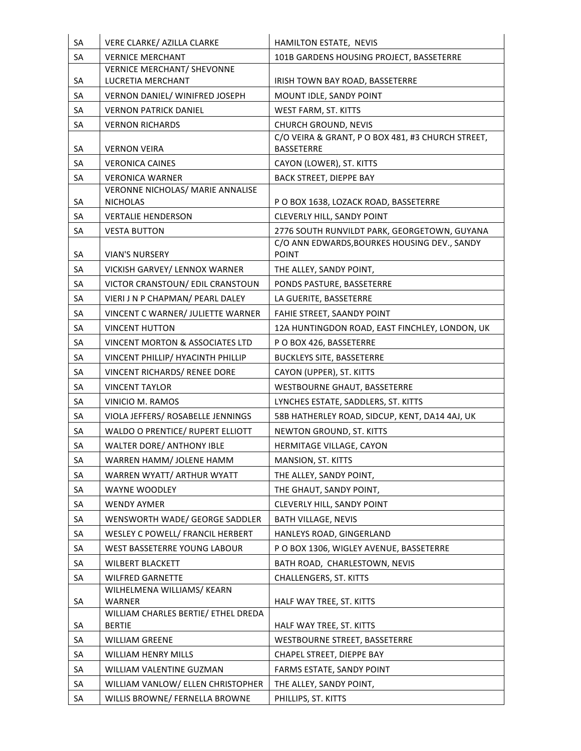| SA | VERE CLARKE/ AZILLA CLARKE | HAMILTON ESTATE, NEVIS |
|---|---|---|
| SA | VERNICE MERCHANT | 101B GARDENS HOUSING PROJECT, BASSETERRE |
| SA | VERNICE MERCHANT/ SHEVONNE LUCRETIA MERCHANT | IRISH TOWN BAY ROAD, BASSETERRE |
| SA | VERNON DANIEL/ WINIFRED JOSEPH | MOUNT IDLE, SANDY POINT |
| SA | VERNON PATRICK DANIEL | WEST FARM, ST. KITTS |
| SA | VERNON RICHARDS | CHURCH GROUND, NEVIS |
| SA | VERNON VEIRA | C/O VEIRA & GRANT, P O BOX 481, #3 CHURCH STREET, BASSETERRE |
| SA | VERONICA CAINES | CAYON (LOWER), ST. KITTS |
| SA | VERONICA WARNER | BACK STREET, DIEPPE BAY |
| SA | VERONNE NICHOLAS/ MARIE ANNALISE NICHOLAS | P O BOX 1638, LOZACK ROAD, BASSETERRE |
| SA | VERTALIE HENDERSON | CLEVERLY HILL, SANDY POINT |
| SA | VESTA BUTTON | 2776 SOUTH RUNVILDT PARK, GEORGETOWN, GUYANA |
| SA | VIAN'S NURSERY | C/O ANN EDWARDS,BOURKES HOUSING DEV., SANDY POINT |
| SA | VICKISH GARVEY/ LENNOX WARNER | THE ALLEY, SANDY POINT, |
| SA | VICTOR CRANSTOUN/ EDIL CRANSTOUN | PONDS PASTURE, BASSETERRE |
| SA | VIERI J N P CHAPMAN/ PEARL DALEY | LA GUERITE, BASSETERRE |
| SA | VINCENT C WARNER/ JULIETTE WARNER | FAHIE STREET, SAANDY POINT |
| SA | VINCENT HUTTON | 12A HUNTINGDON ROAD, EAST FINCHLEY, LONDON, UK |
| SA | VINCENT MORTON & ASSOCIATES LTD | P O BOX 426, BASSETERRE |
| SA | VINCENT PHILLIP/ HYACINTH PHILLIP | BUCKLEYS SITE, BASSETERRE |
| SA | VINCENT RICHARDS/ RENEE DORE | CAYON (UPPER), ST. KITTS |
| SA | VINCENT TAYLOR | WESTBOURNE GHAUT, BASSETERRE |
| SA | VINICIO M. RAMOS | LYNCHES ESTATE, SADDLERS, ST. KITTS |
| SA | VIOLA JEFFERS/ ROSABELLE JENNINGS | 58B HATHERLEY ROAD, SIDCUP, KENT, DA14 4AJ, UK |
| SA | WALDO O PRENTICE/ RUPERT ELLIOTT | NEWTON GROUND, ST. KITTS |
| SA | WALTER DORE/ ANTHONY IBLE | HERMITAGE VILLAGE, CAYON |
| SA | WARREN HAMM/ JOLENE HAMM | MANSION, ST. KITTS |
| SA | WARREN WYATT/ ARTHUR WYATT | THE ALLEY, SANDY POINT, |
| SA | WAYNE WOODLEY | THE GHAUT, SANDY POINT, |
| SA | WENDY AYMER | CLEVERLY HILL, SANDY POINT |
| SA | WENSWORTH WADE/ GEORGE SADDLER | BATH VILLAGE, NEVIS |
| SA | WESLEY C POWELL/ FRANCIL HERBERT | HANLEYS ROAD, GINGERLAND |
| SA | WEST BASSETERRE YOUNG LABOUR | P O BOX 1306, WIGLEY AVENUE, BASSETERRE |
| SA | WILBERT BLACKETT | BATH ROAD, CHARLESTOWN, NEVIS |
| SA | WILFRED GARNETTE | CHALLENGERS, ST. KITTS |
| SA | WILHELMENA WILLIAMS/ KEARN WARNER | HALF WAY TREE, ST. KITTS |
| SA | WILLIAM CHARLES BERTIE/ ETHEL DREDA BERTIE | HALF WAY TREE, ST. KITTS |
| SA | WILLIAM GREENE | WESTBOURNE STREET, BASSETERRE |
| SA | WILLIAM HENRY MILLS | CHAPEL STREET, DIEPPE BAY |
| SA | WILLIAM VALENTINE GUZMAN | FARMS ESTATE, SANDY POINT |
| SA | WILLIAM VANLOW/ ELLEN CHRISTOPHER | THE ALLEY, SANDY POINT, |
| SA | WILLIS BROWNE/ FERNELLA BROWNE | PHILLIPS, ST. KITTS |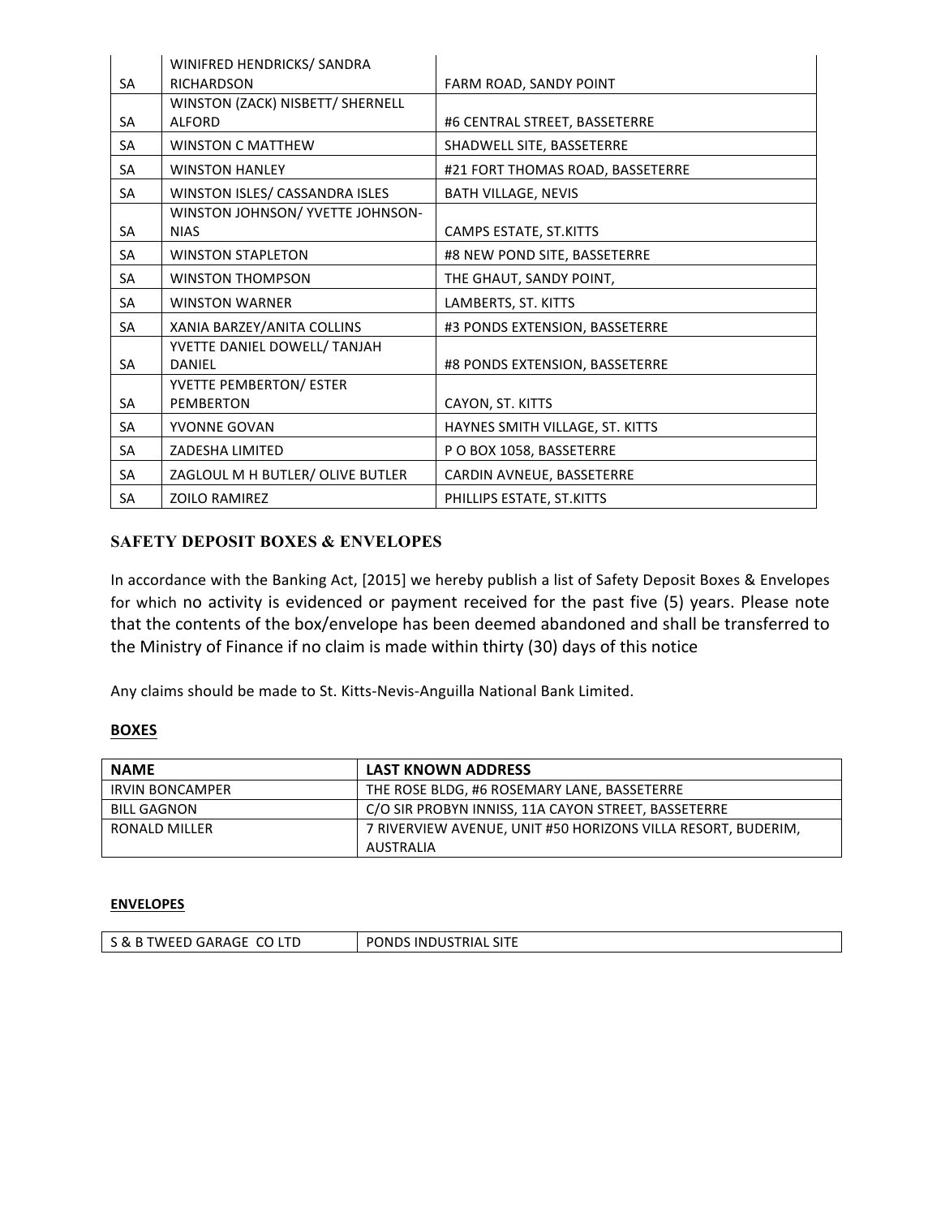| | | |
|---|---|---|
| SA | WINIFRED HENDRICKS/ SANDRA RICHARDSON | FARM ROAD, SANDY POINT |
| SA | WINSTON (ZACK) NISBETT/ SHERNELL ALFORD | #6 CENTRAL STREET, BASSETERRE |
| SA | WINSTON C MATTHEW | SHADWELL SITE, BASSETERRE |
| SA | WINSTON HANLEY | #21 FORT THOMAS ROAD, BASSETERRE |
| SA | WINSTON ISLES/ CASSANDRA ISLES | BATH VILLAGE, NEVIS |
| SA | WINSTON JOHNSON/ YVETTE JOHNSON-NIAS | CAMPS ESTATE, ST.KITTS |
| SA | WINSTON STAPLETON | #8 NEW POND SITE, BASSETERRE |
| SA | WINSTON THOMPSON | THE GHAUT, SANDY POINT, |
| SA | WINSTON WARNER | LAMBERTS, ST. KITTS |
| SA | XANIA BARZEY/ANITA COLLINS | #3 PONDS EXTENSION, BASSETERRE |
| SA | YVETTE DANIEL DOWELL/ TANJAH DANIEL | #8 PONDS EXTENSION, BASSETERRE |
| SA | YVETTE PEMBERTON/ ESTER PEMBERTON | CAYON, ST. KITTS |
| SA | YVONNE GOVAN | HAYNES SMITH VILLAGE, ST. KITTS |
| SA | ZADESHA LIMITED | P O BOX 1058, BASSETERRE |
| SA | ZAGLOUL M H BUTLER/ OLIVE BUTLER | CARDIN AVNEUE, BASSETERRE |
| SA | ZOILO RAMIREZ | PHILLIPS ESTATE, ST.KITTS |

## SAFETY DEPOSIT BOXES & ENVELOPES

In accordance with the Banking Act, [2015] we hereby publish a list of Safety Deposit Boxes & Envelopes for which no activity is evidenced or payment received for the past five (5) years. Please note that the contents of the box/envelope has been deemed abandoned and shall be transferred to the Ministry of Finance if no claim is made within thirty (30) days of this notice

Any claims should be made to St. Kitts-Nevis-Anguilla National Bank Limited.

**BOXES**

| NAME | LAST KNOWN ADDRESS |
|---|---|
| IRVIN BONCAMPER | THE ROSE BLDG, #6 ROSEMARY LANE, BASSETERRE |
| BILL GAGNON | C/O SIR PROBYN INNISS, 11A CAYON STREET, BASSETERRE |
| RONALD MILLER | 7 RIVERVIEW AVENUE, UNIT #50 HORIZONS VILLA RESORT, BUDERIM, AUSTRALIA |

**ENVELOPES**

| | |
|---|---|
| S & B TWEED GARAGE CO LTD | PONDS INDUSTRIAL SITE |